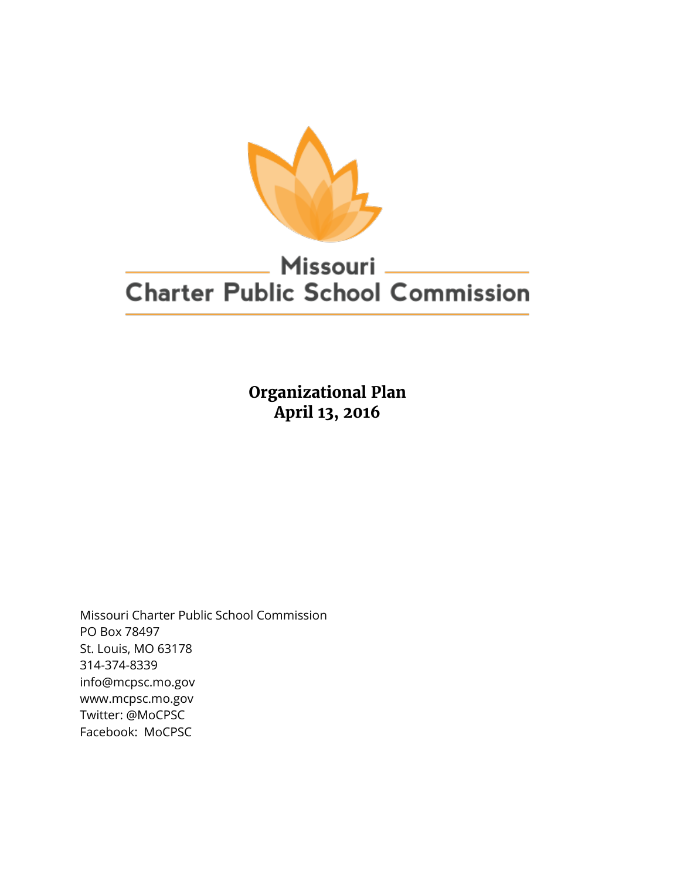# Missouri Charter Public School Commission

## Organizational Plan
## April 13, 2016

Missouri Charter Public School Commission
PO Box 78497
St. Louis, MO 63178
314-374-8339
info@mcpsc.mo.gov
www.mcpsc.mo.gov
Twitter: @MoCPSC
Facebook: MoCPSC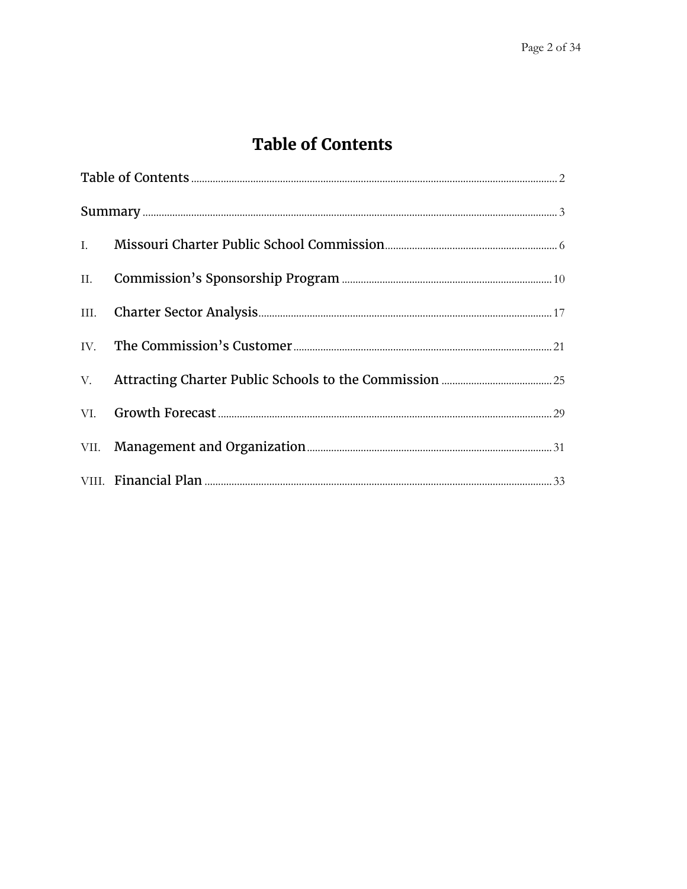# Table of Contents

Table of Contents ..... 2

Summary ..... 3

I. Missouri Charter Public School Commission ..... 6

II. Commission's Sponsorship Program ..... 10

III. Charter Sector Analysis ..... 17

IV. The Commission's Customer ..... 21

V. Attracting Charter Public Schools to the Commission ..... 25

VI. Growth Forecast ..... 29

VII. Management and Organization ..... 31

VIII. Financial Plan ..... 33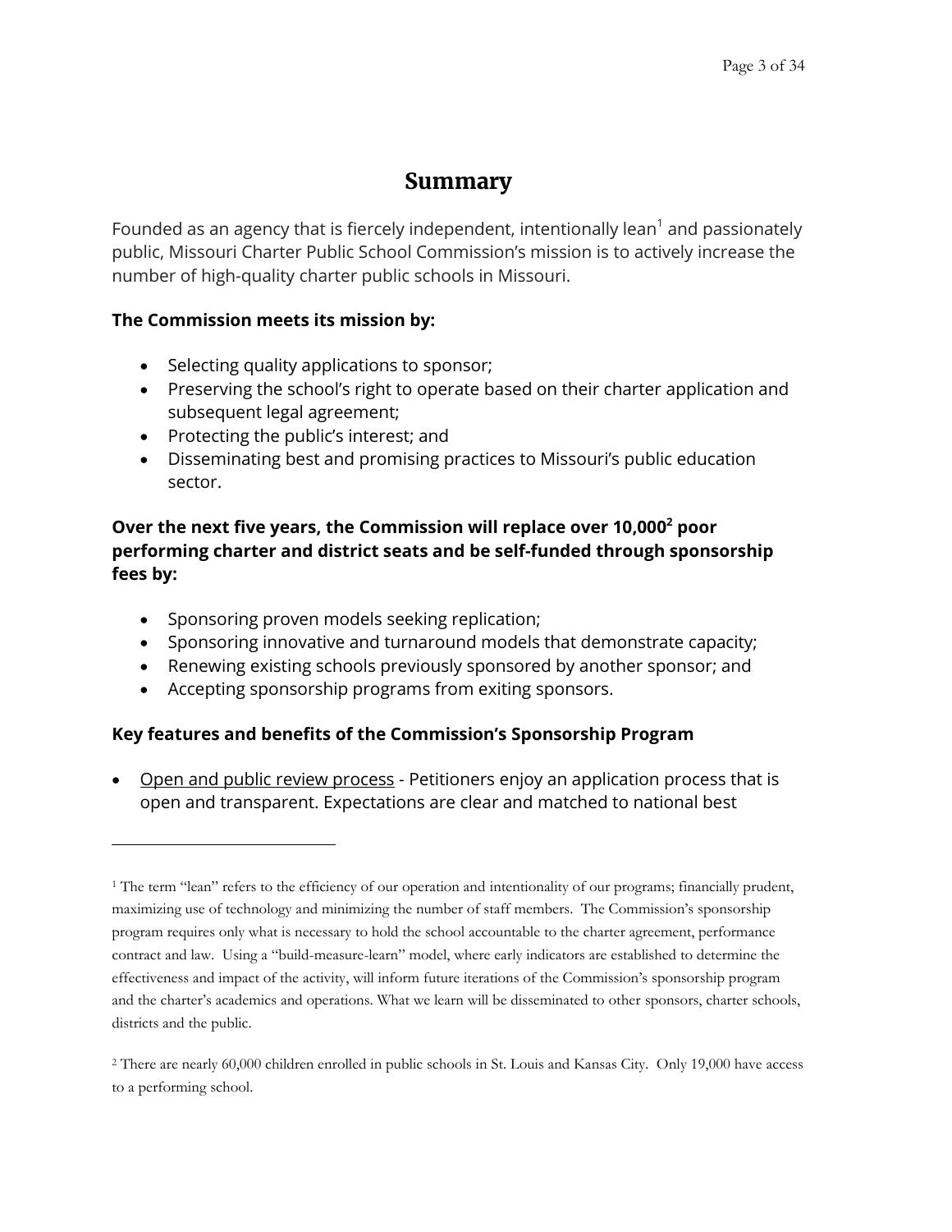# Summary

Founded as an agency that is fiercely independent, intentionally lean[1] and passionately public, Missouri Charter Public School Commission's mission is to actively increase the number of high-quality charter public schools in Missouri.

**The Commission meets its mission by:**

- Selecting quality applications to sponsor;
- Preserving the school's right to operate based on their charter application and subsequent legal agreement;
- Protecting the public's interest; and
- Disseminating best and promising practices to Missouri's public education sector.

**Over the next five years, the Commission will replace over 10,000[2] poor performing charter and district seats and be self-funded through sponsorship fees by:**

- Sponsoring proven models seeking replication;
- Sponsoring innovative and turnaround models that demonstrate capacity;
- Renewing existing schools previously sponsored by another sponsor; and
- Accepting sponsorship programs from exiting sponsors.

**Key features and benefits of the Commission's Sponsorship Program**

- Open and public review process - Petitioners enjoy an application process that is open and transparent. Expectations are clear and matched to national best

---

[1] The term "lean" refers to the efficiency of our operation and intentionality of our programs; financially prudent, maximizing use of technology and minimizing the number of staff members. The Commission's sponsorship program requires only what is necessary to hold the school accountable to the charter agreement, performance contract and law. Using a "build-measure-learn" model, where early indicators are established to determine the effectiveness and impact of the activity, will inform future iterations of the Commission's sponsorship program and the charter's academics and operations. What we learn will be disseminated to other sponsors, charter schools, districts and the public.

[2] There are nearly 60,000 children enrolled in public schools in St. Louis and Kansas City. Only 19,000 have access to a performing school.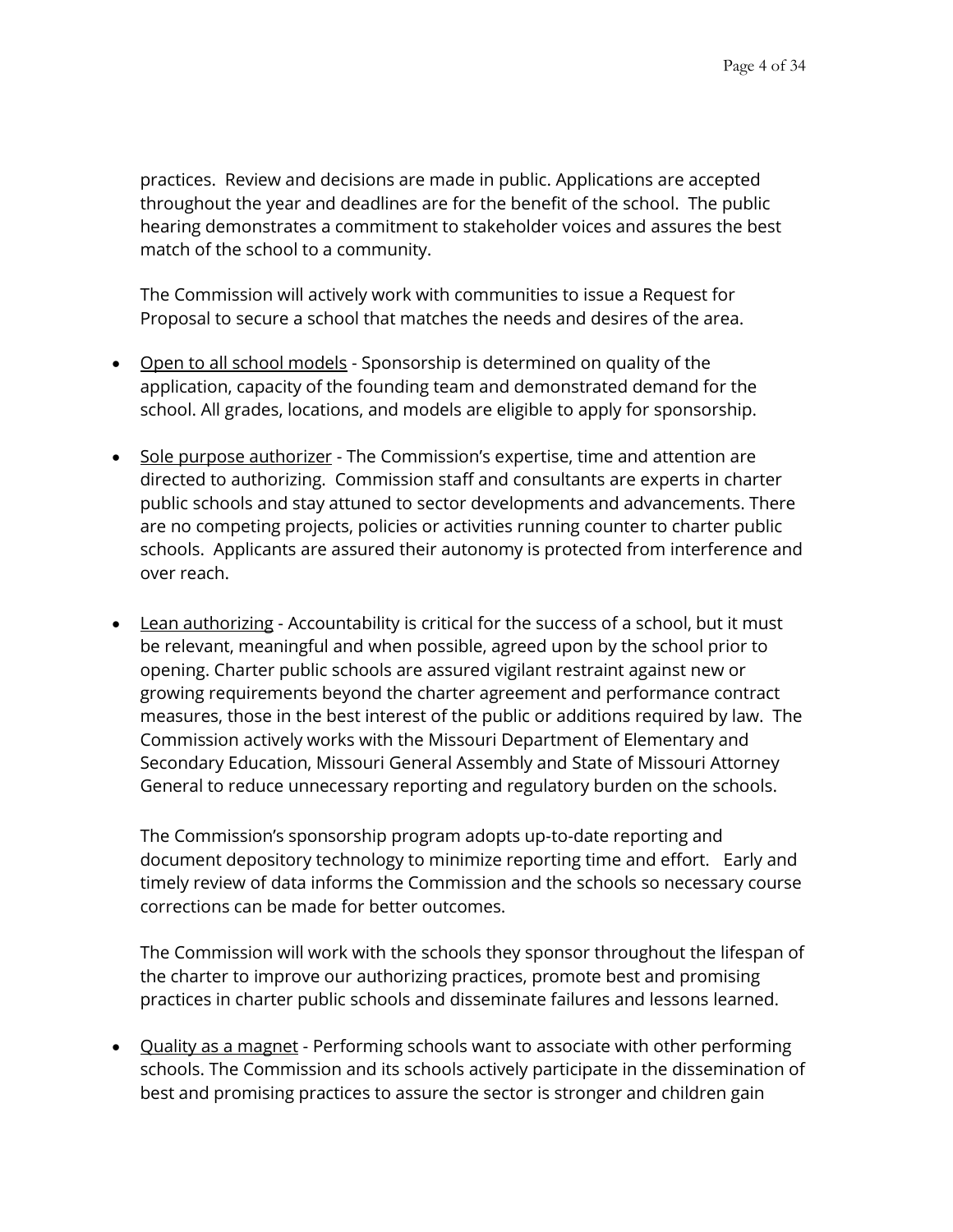practices. Review and decisions are made in public. Applications are accepted throughout the year and deadlines are for the benefit of the school. The public hearing demonstrates a commitment to stakeholder voices and assures the best match of the school to a community.

The Commission will actively work with communities to issue a Request for Proposal to secure a school that matches the needs and desires of the area.

- Open to all school models - Sponsorship is determined on quality of the application, capacity of the founding team and demonstrated demand for the school. All grades, locations, and models are eligible to apply for sponsorship.

- Sole purpose authorizer - The Commission's expertise, time and attention are directed to authorizing. Commission staff and consultants are experts in charter public schools and stay attuned to sector developments and advancements. There are no competing projects, policies or activities running counter to charter public schools. Applicants are assured their autonomy is protected from interference and over reach.

- Lean authorizing - Accountability is critical for the success of a school, but it must be relevant, meaningful and when possible, agreed upon by the school prior to opening. Charter public schools are assured vigilant restraint against new or growing requirements beyond the charter agreement and performance contract measures, those in the best interest of the public or additions required by law. The Commission actively works with the Missouri Department of Elementary and Secondary Education, Missouri General Assembly and State of Missouri Attorney General to reduce unnecessary reporting and regulatory burden on the schools.

  The Commission's sponsorship program adopts up-to-date reporting and document depository technology to minimize reporting time and effort. Early and timely review of data informs the Commission and the schools so necessary course corrections can be made for better outcomes.

  The Commission will work with the schools they sponsor throughout the lifespan of the charter to improve our authorizing practices, promote best and promising practices in charter public schools and disseminate failures and lessons learned.

- Quality as a magnet - Performing schools want to associate with other performing schools. The Commission and its schools actively participate in the dissemination of best and promising practices to assure the sector is stronger and children gain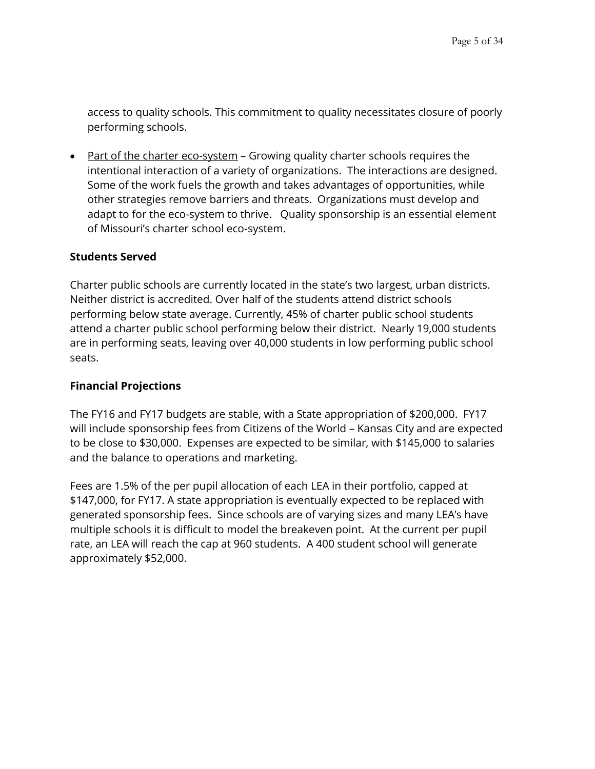access to quality schools. This commitment to quality necessitates closure of poorly performing schools.

- Part of the charter eco-system – Growing quality charter schools requires the intentional interaction of a variety of organizations. The interactions are designed. Some of the work fuels the growth and takes advantages of opportunities, while other strategies remove barriers and threats. Organizations must develop and adapt to for the eco-system to thrive. Quality sponsorship is an essential element of Missouri's charter school eco-system.

**Students Served**

Charter public schools are currently located in the state's two largest, urban districts. Neither district is accredited. Over half of the students attend district schools performing below state average. Currently, 45% of charter public school students attend a charter public school performing below their district. Nearly 19,000 students are in performing seats, leaving over 40,000 students in low performing public school seats.

**Financial Projections**

The FY16 and FY17 budgets are stable, with a State appropriation of $200,000. FY17 will include sponsorship fees from Citizens of the World – Kansas City and are expected to be close to $30,000. Expenses are expected to be similar, with $145,000 to salaries and the balance to operations and marketing.

Fees are 1.5% of the per pupil allocation of each LEA in their portfolio, capped at $147,000, for FY17. A state appropriation is eventually expected to be replaced with generated sponsorship fees. Since schools are of varying sizes and many LEA's have multiple schools it is difficult to model the breakeven point. At the current per pupil rate, an LEA will reach the cap at 960 students. A 400 student school will generate approximately $52,000.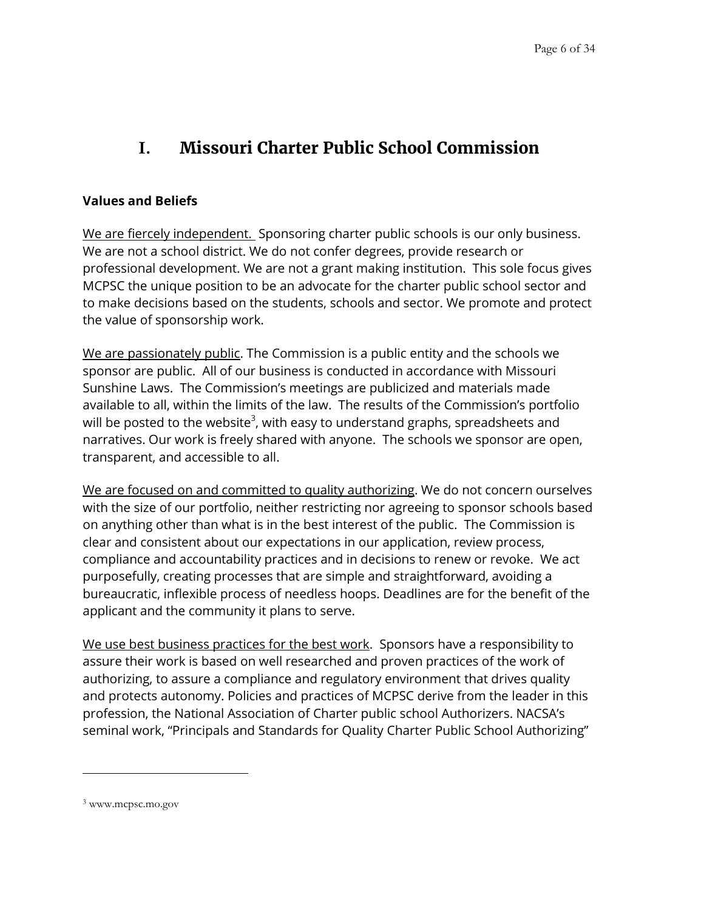# I. Missouri Charter Public School Commission

### Values and Beliefs

We are fiercely independent. Sponsoring charter public schools is our only business. We are not a school district. We do not confer degrees, provide research or professional development. We are not a grant making institution. This sole focus gives MCPSC the unique position to be an advocate for the charter public school sector and to make decisions based on the students, schools and sector. We promote and protect the value of sponsorship work.

We are passionately public. The Commission is a public entity and the schools we sponsor are public. All of our business is conducted in accordance with Missouri Sunshine Laws. The Commission's meetings are publicized and materials made available to all, within the limits of the law. The results of the Commission's portfolio will be posted to the website[3], with easy to understand graphs, spreadsheets and narratives. Our work is freely shared with anyone. The schools we sponsor are open, transparent, and accessible to all.

We are focused on and committed to quality authorizing. We do not concern ourselves with the size of our portfolio, neither restricting nor agreeing to sponsor schools based on anything other than what is in the best interest of the public. The Commission is clear and consistent about our expectations in our application, review process, compliance and accountability practices and in decisions to renew or revoke. We act purposefully, creating processes that are simple and straightforward, avoiding a bureaucratic, inflexible process of needless hoops. Deadlines are for the benefit of the applicant and the community it plans to serve.

We use best business practices for the best work. Sponsors have a responsibility to assure their work is based on well researched and proven practices of the work of authorizing, to assure a compliance and regulatory environment that drives quality and protects autonomy. Policies and practices of MCPSC derive from the leader in this profession, the National Association of Charter public school Authorizers. NACSA's seminal work, "Principals and Standards for Quality Charter Public School Authorizing"

---

[3] www.mcpsc.mo.gov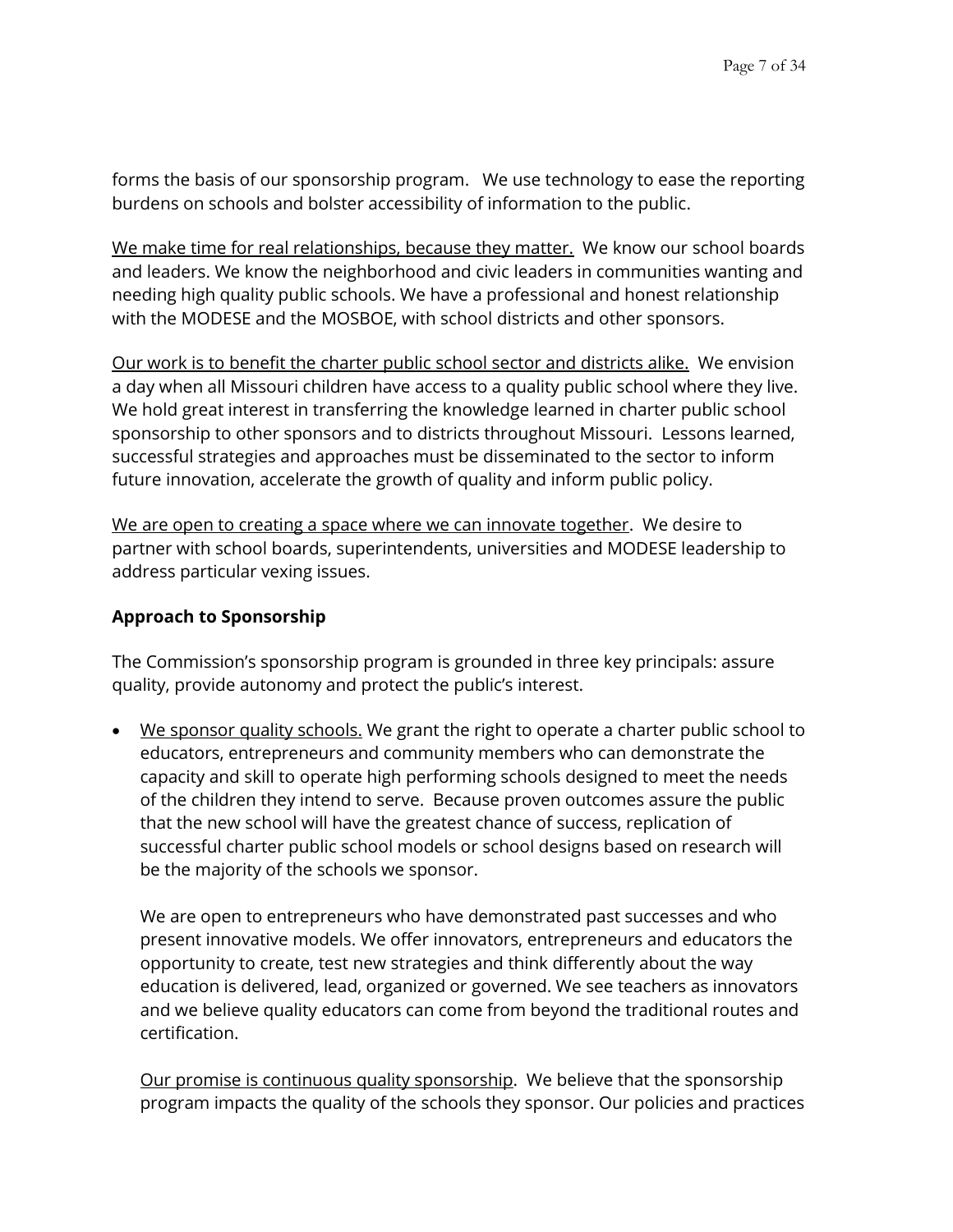forms the basis of our sponsorship program. We use technology to ease the reporting burdens on schools and bolster accessibility of information to the public.

<u>We make time for real relationships, because they matter.</u> We know our school boards and leaders. We know the neighborhood and civic leaders in communities wanting and needing high quality public schools. We have a professional and honest relationship with the MODESE and the MOSBOE, with school districts and other sponsors.

<u>Our work is to benefit the charter public school sector and districts alike.</u> We envision a day when all Missouri children have access to a quality public school where they live. We hold great interest in transferring the knowledge learned in charter public school sponsorship to other sponsors and to districts throughout Missouri. Lessons learned, successful strategies and approaches must be disseminated to the sector to inform future innovation, accelerate the growth of quality and inform public policy.

<u>We are open to creating a space where we can innovate together</u>. We desire to partner with school boards, superintendents, universities and MODESE leadership to address particular vexing issues.

**Approach to Sponsorship**

The Commission's sponsorship program is grounded in three key principals: assure quality, provide autonomy and protect the public's interest.

- <u>We sponsor quality schools.</u> We grant the right to operate a charter public school to educators, entrepreneurs and community members who can demonstrate the capacity and skill to operate high performing schools designed to meet the needs of the children they intend to serve. Because proven outcomes assure the public that the new school will have the greatest chance of success, replication of successful charter public school models or school designs based on research will be the majority of the schools we sponsor.

  We are open to entrepreneurs who have demonstrated past successes and who present innovative models. We offer innovators, entrepreneurs and educators the opportunity to create, test new strategies and think differently about the way education is delivered, lead, organized or governed. We see teachers as innovators and we believe quality educators can come from beyond the traditional routes and certification.

  <u>Our promise is continuous quality sponsorship</u>. We believe that the sponsorship program impacts the quality of the schools they sponsor. Our policies and practices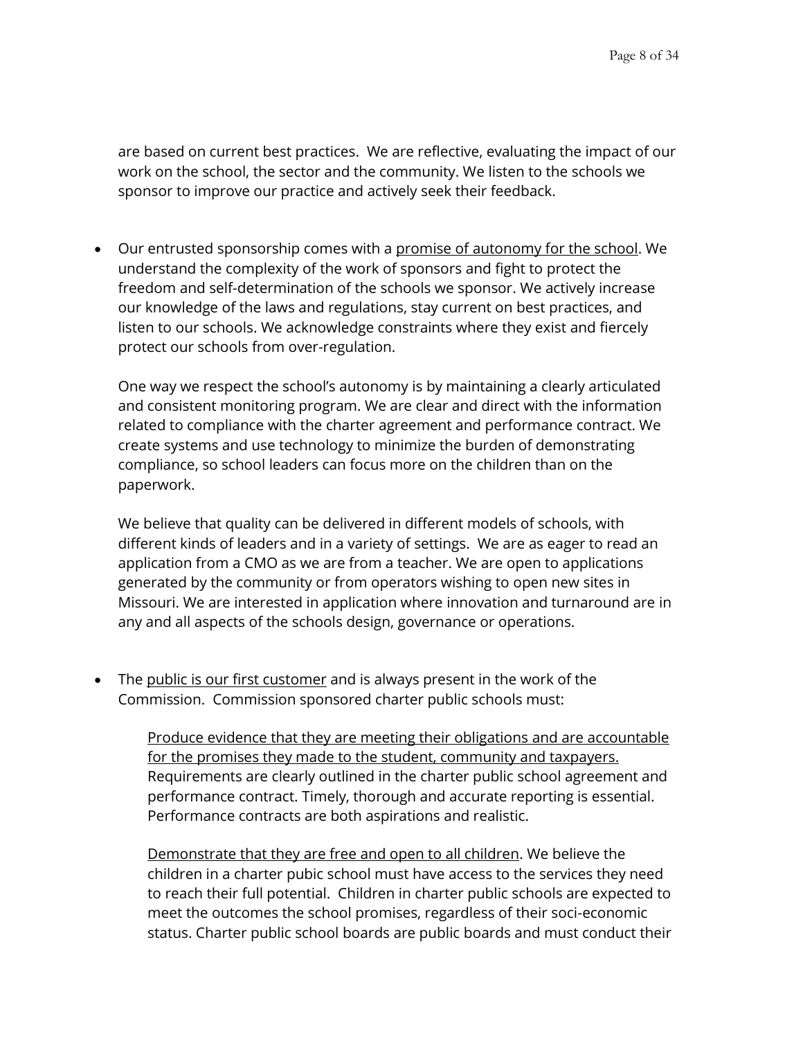are based on current best practices. We are reflective, evaluating the impact of our work on the school, the sector and the community. We listen to the schools we sponsor to improve our practice and actively seek their feedback.

- Our entrusted sponsorship comes with a <u>promise of autonomy for the school</u>. We understand the complexity of the work of sponsors and fight to protect the freedom and self-determination of the schools we sponsor. We actively increase our knowledge of the laws and regulations, stay current on best practices, and listen to our schools. We acknowledge constraints where they exist and fiercely protect our schools from over-regulation.

  One way we respect the school's autonomy is by maintaining a clearly articulated and consistent monitoring program. We are clear and direct with the information related to compliance with the charter agreement and performance contract. We create systems and use technology to minimize the burden of demonstrating compliance, so school leaders can focus more on the children than on the paperwork.

  We believe that quality can be delivered in different models of schools, with different kinds of leaders and in a variety of settings. We are as eager to read an application from a CMO as we are from a teacher. We are open to applications generated by the community or from operators wishing to open new sites in Missouri. We are interested in application where innovation and turnaround are in any and all aspects of the schools design, governance or operations.

- The <u>public is our first customer</u> and is always present in the work of the Commission. Commission sponsored charter public schools must:

  <u>Produce evidence that they are meeting their obligations and are accountable for the promises they made to the student, community and taxpayers.</u> Requirements are clearly outlined in the charter public school agreement and performance contract. Timely, thorough and accurate reporting is essential. Performance contracts are both aspirations and realistic.

  <u>Demonstrate that they are free and open to all children</u>. We believe the children in a charter pubic school must have access to the services they need to reach their full potential. Children in charter public schools are expected to meet the outcomes the school promises, regardless of their soci-economic status. Charter public school boards are public boards and must conduct their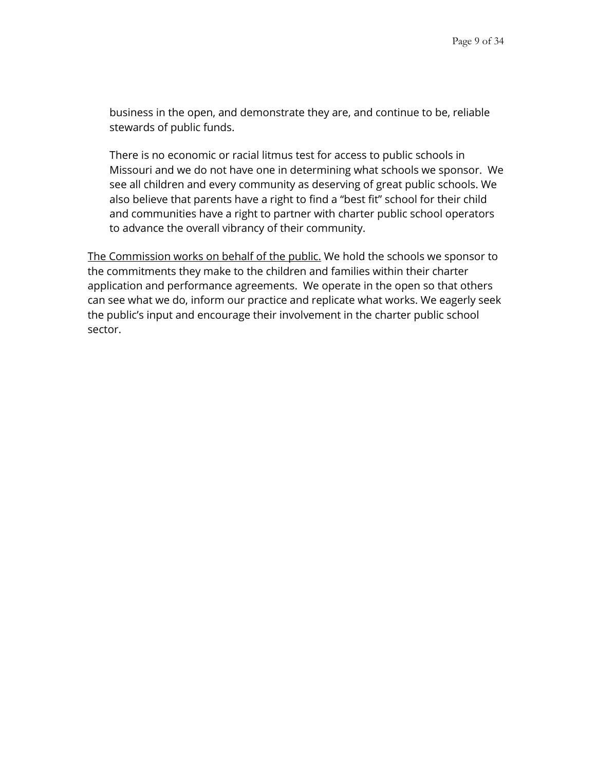business in the open, and demonstrate they are, and continue to be, reliable stewards of public funds.

There is no economic or racial litmus test for access to public schools in Missouri and we do not have one in determining what schools we sponsor. We see all children and every community as deserving of great public schools. We also believe that parents have a right to find a "best fit" school for their child and communities have a right to partner with charter public school operators to advance the overall vibrancy of their community.

<u>The Commission works on behalf of the public.</u> We hold the schools we sponsor to the commitments they make to the children and families within their charter application and performance agreements. We operate in the open so that others can see what we do, inform our practice and replicate what works. We eagerly seek the public's input and encourage their involvement in the charter public school sector.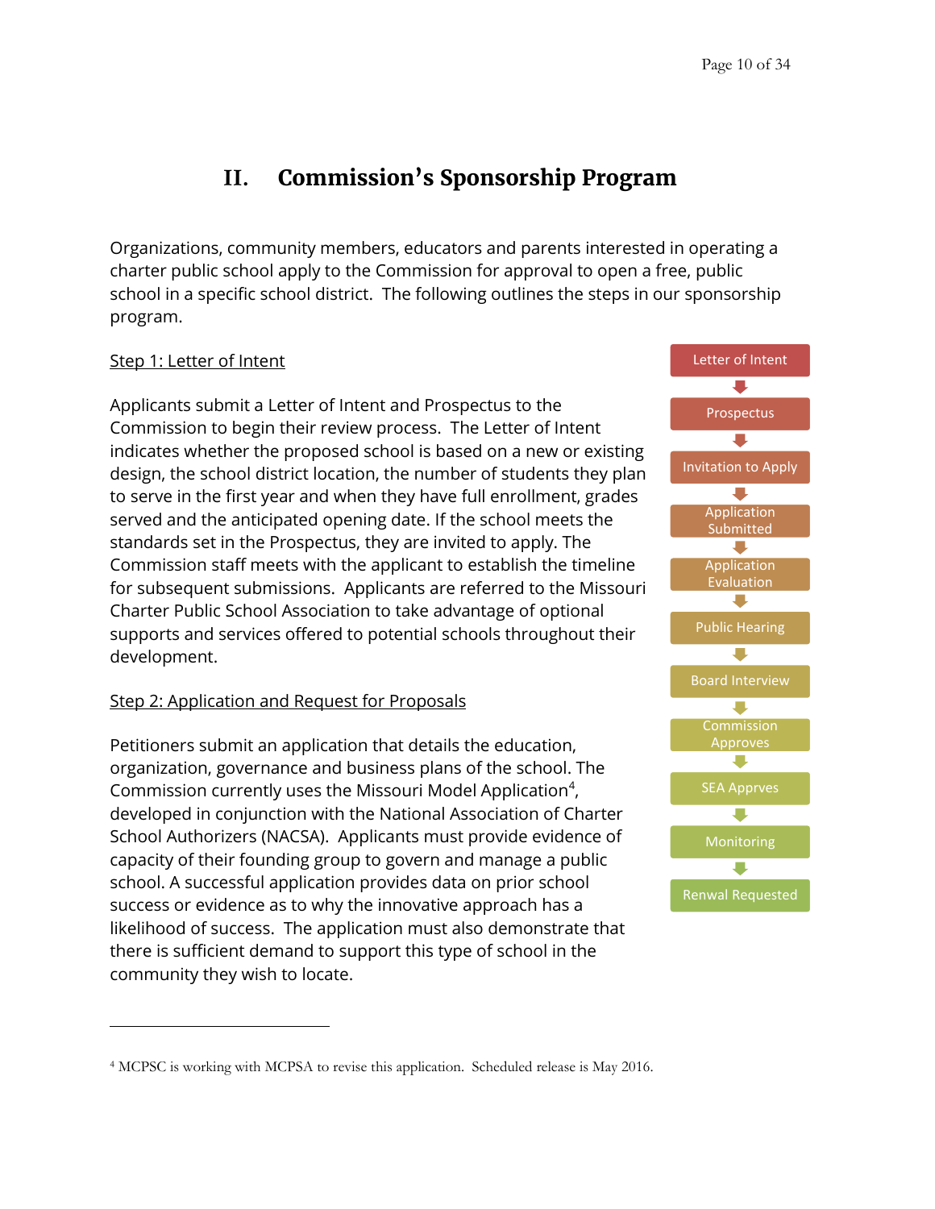## II. Commission's Sponsorship Program

Organizations, community members, educators and parents interested in operating a charter public school apply to the Commission for approval to open a free, public school in a specific school district. The following outlines the steps in our sponsorship program.

Step 1: Letter of Intent

Applicants submit a Letter of Intent and Prospectus to the Commission to begin their review process. The Letter of Intent indicates whether the proposed school is based on a new or existing design, the school district location, the number of students they plan to serve in the first year and when they have full enrollment, grades served and the anticipated opening date. If the school meets the standards set in the Prospectus, they are invited to apply. The Commission staff meets with the applicant to establish the timeline for subsequent submissions. Applicants are referred to the Missouri Charter Public School Association to take advantage of optional supports and services offered to potential schools throughout their development.

- Letter of Intent
- Prospectus
- Invitation to Apply
- Application Submitted
- Application Evaluation
- Public Hearing
- Board Interview
- Commission Approves
- SEA Apprves
- Monitoring
- Renwal Requested

Step 2: Application and Request for Proposals

Petitioners submit an application that details the education, organization, governance and business plans of the school. The Commission currently uses the Missouri Model Application[4], developed in conjunction with the National Association of Charter School Authorizers (NACSA). Applicants must provide evidence of capacity of their founding group to govern and manage a public school. A successful application provides data on prior school success or evidence as to why the innovative approach has a likelihood of success. The application must also demonstrate that there is sufficient demand to support this type of school in the community they wish to locate.

---

[4] MCPSC is working with MCPSA to revise this application. Scheduled release is May 2016.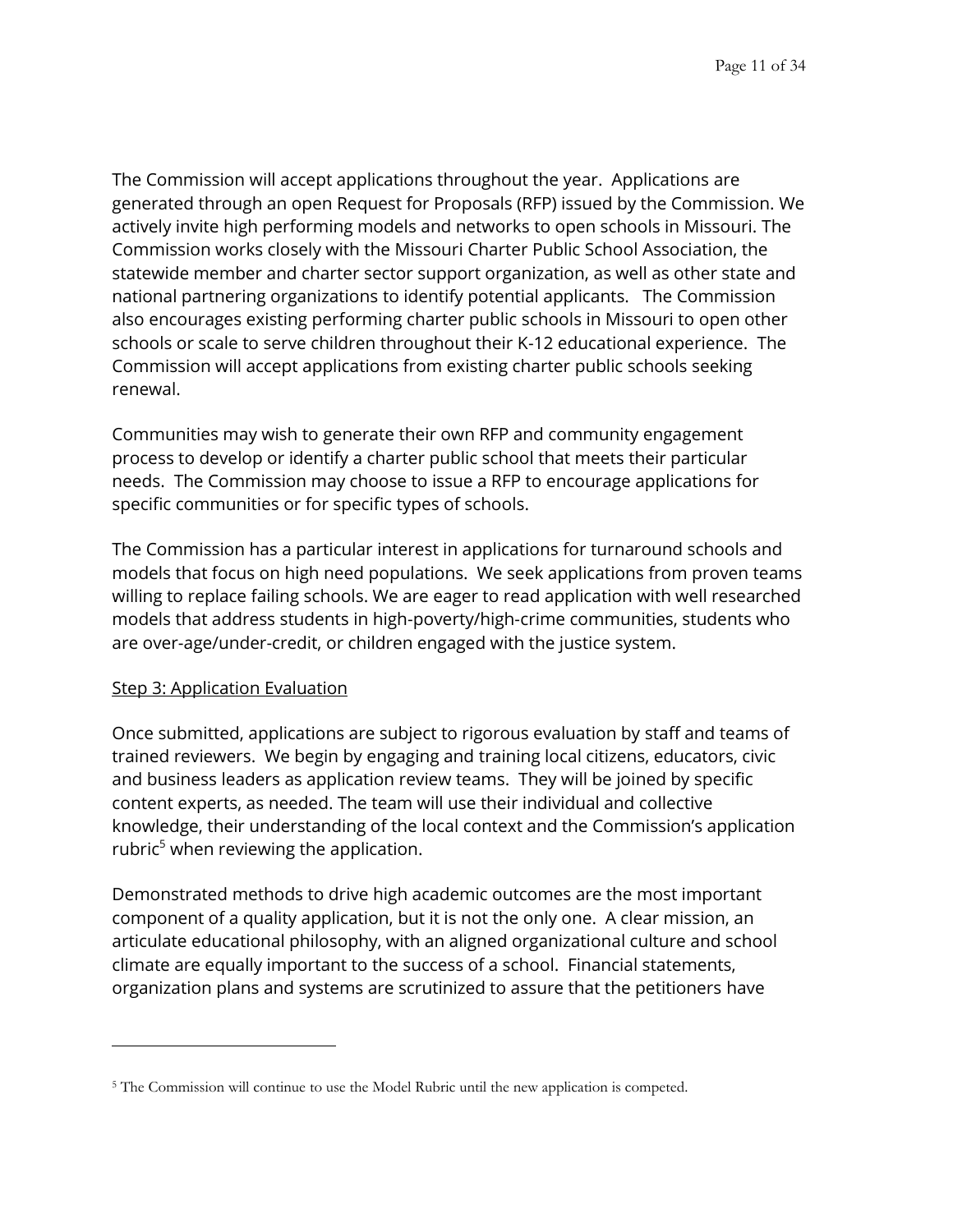The Commission will accept applications throughout the year. Applications are generated through an open Request for Proposals (RFP) issued by the Commission. We actively invite high performing models and networks to open schools in Missouri. The Commission works closely with the Missouri Charter Public School Association, the statewide member and charter sector support organization, as well as other state and national partnering organizations to identify potential applicants. The Commission also encourages existing performing charter public schools in Missouri to open other schools or scale to serve children throughout their K-12 educational experience. The Commission will accept applications from existing charter public schools seeking renewal.

Communities may wish to generate their own RFP and community engagement process to develop or identify a charter public school that meets their particular needs. The Commission may choose to issue a RFP to encourage applications for specific communities or for specific types of schools.

The Commission has a particular interest in applications for turnaround schools and models that focus on high need populations. We seek applications from proven teams willing to replace failing schools. We are eager to read application with well researched models that address students in high-poverty/high-crime communities, students who are over-age/under-credit, or children engaged with the justice system.

<u>Step 3: Application Evaluation</u>

Once submitted, applications are subject to rigorous evaluation by staff and teams of trained reviewers. We begin by engaging and training local citizens, educators, civic and business leaders as application review teams. They will be joined by specific content experts, as needed. The team will use their individual and collective knowledge, their understanding of the local context and the Commission's application rubric[5] when reviewing the application.

Demonstrated methods to drive high academic outcomes are the most important component of a quality application, but it is not the only one. A clear mission, an articulate educational philosophy, with an aligned organizational culture and school climate are equally important to the success of a school. Financial statements, organization plans and systems are scrutinized to assure that the petitioners have

---

[5] The Commission will continue to use the Model Rubric until the new application is competed.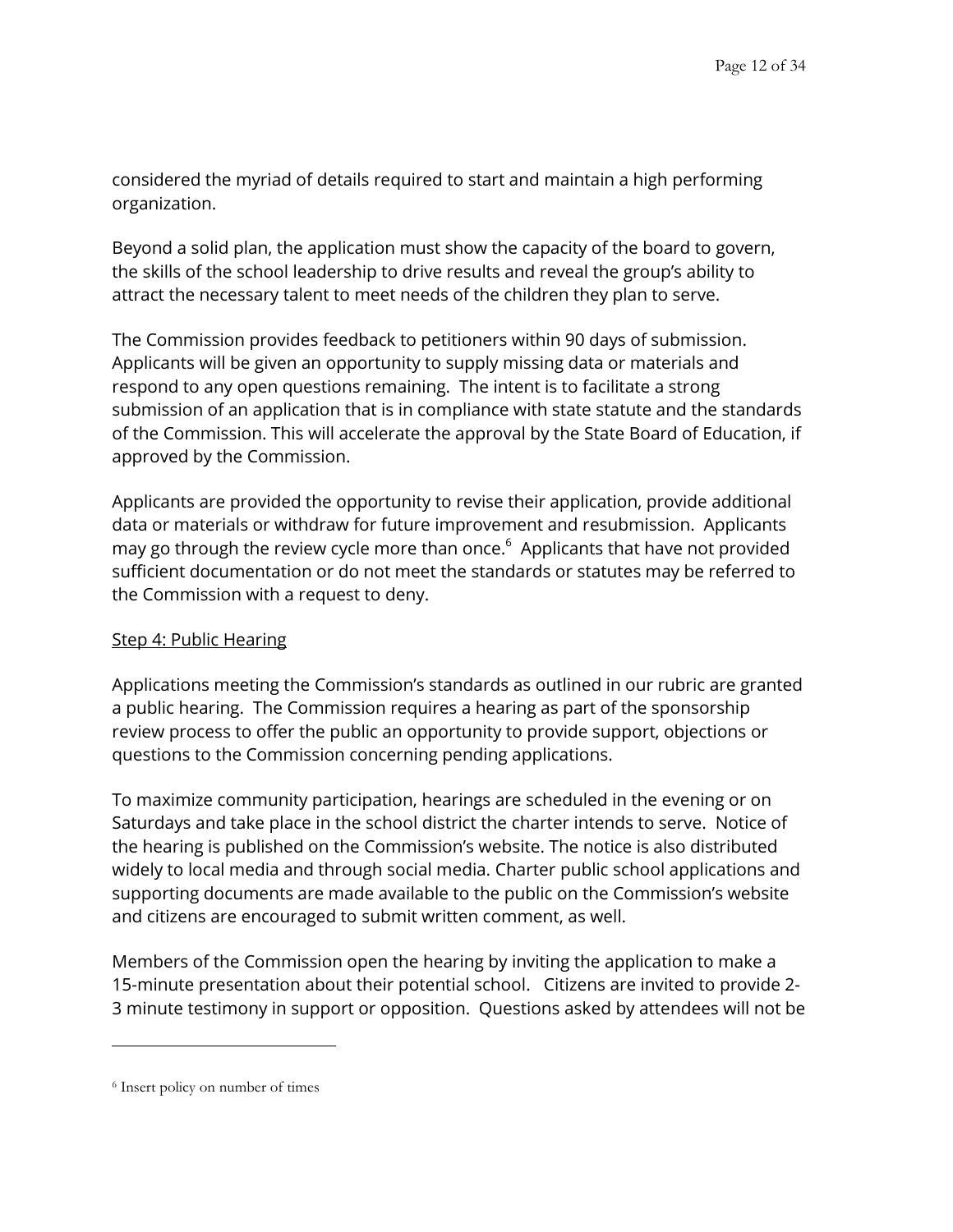considered the myriad of details required to start and maintain a high performing organization.

Beyond a solid plan, the application must show the capacity of the board to govern, the skills of the school leadership to drive results and reveal the group's ability to attract the necessary talent to meet needs of the children they plan to serve.

The Commission provides feedback to petitioners within 90 days of submission. Applicants will be given an opportunity to supply missing data or materials and respond to any open questions remaining. The intent is to facilitate a strong submission of an application that is in compliance with state statute and the standards of the Commission. This will accelerate the approval by the State Board of Education, if approved by the Commission.

Applicants are provided the opportunity to revise their application, provide additional data or materials or withdraw for future improvement and resubmission. Applicants may go through the review cycle more than once.[6] Applicants that have not provided sufficient documentation or do not meet the standards or statutes may be referred to the Commission with a request to deny.

<u>Step 4: Public Hearing</u>

Applications meeting the Commission's standards as outlined in our rubric are granted a public hearing. The Commission requires a hearing as part of the sponsorship review process to offer the public an opportunity to provide support, objections or questions to the Commission concerning pending applications.

To maximize community participation, hearings are scheduled in the evening or on Saturdays and take place in the school district the charter intends to serve. Notice of the hearing is published on the Commission's website. The notice is also distributed widely to local media and through social media. Charter public school applications and supporting documents are made available to the public on the Commission's website and citizens are encouraged to submit written comment, as well.

Members of the Commission open the hearing by inviting the application to make a 15-minute presentation about their potential school. Citizens are invited to provide 2-3 minute testimony in support or opposition. Questions asked by attendees will not be

---

[6] Insert policy on number of times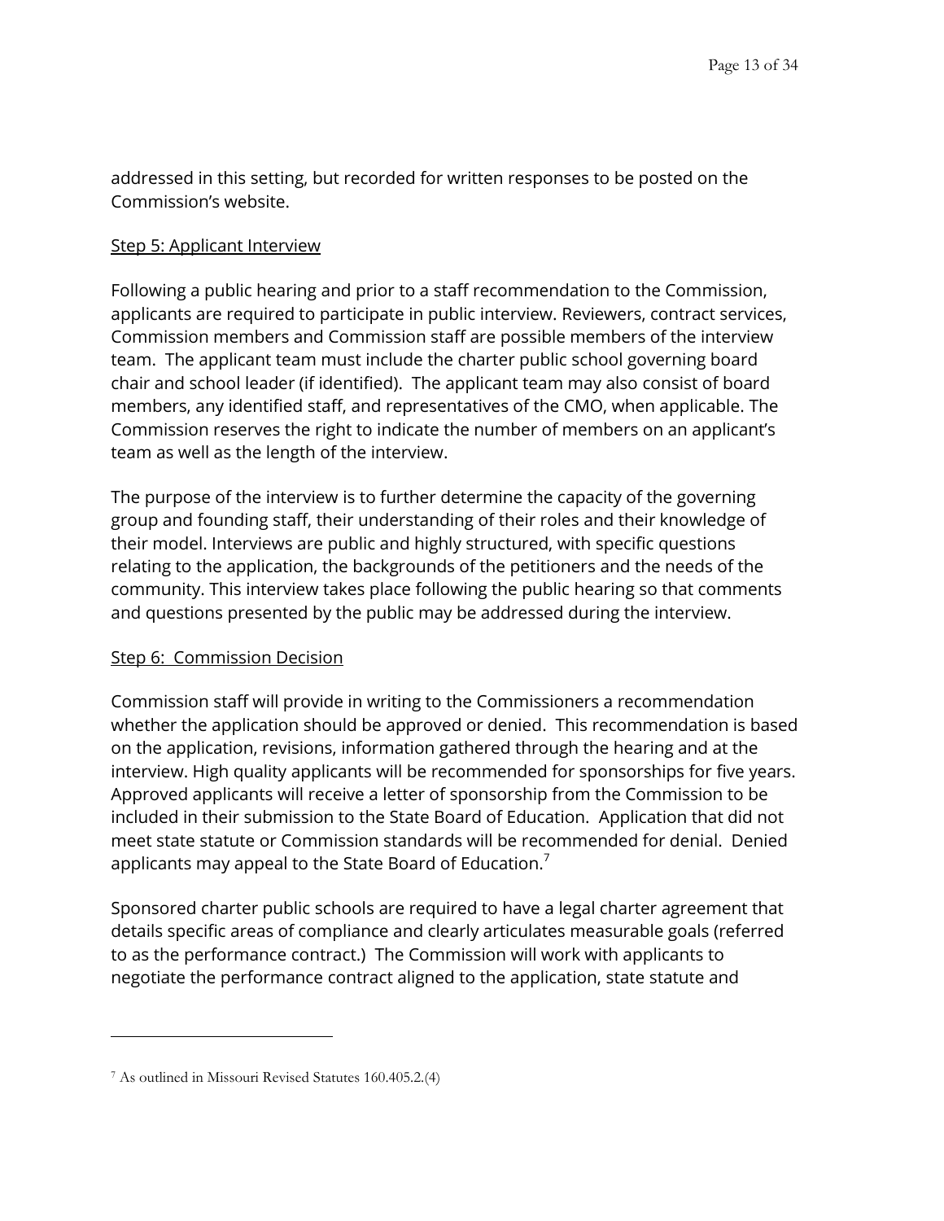addressed in this setting, but recorded for written responses to be posted on the Commission's website.

Step 5: Applicant Interview

Following a public hearing and prior to a staff recommendation to the Commission, applicants are required to participate in public interview. Reviewers, contract services, Commission members and Commission staff are possible members of the interview team. The applicant team must include the charter public school governing board chair and school leader (if identified). The applicant team may also consist of board members, any identified staff, and representatives of the CMO, when applicable. The Commission reserves the right to indicate the number of members on an applicant's team as well as the length of the interview.

The purpose of the interview is to further determine the capacity of the governing group and founding staff, their understanding of their roles and their knowledge of their model. Interviews are public and highly structured, with specific questions relating to the application, the backgrounds of the petitioners and the needs of the community. This interview takes place following the public hearing so that comments and questions presented by the public may be addressed during the interview.

Step 6: Commission Decision

Commission staff will provide in writing to the Commissioners a recommendation whether the application should be approved or denied. This recommendation is based on the application, revisions, information gathered through the hearing and at the interview. High quality applicants will be recommended for sponsorships for five years. Approved applicants will receive a letter of sponsorship from the Commission to be included in their submission to the State Board of Education. Application that did not meet state statute or Commission standards will be recommended for denial. Denied applicants may appeal to the State Board of Education.[7]

Sponsored charter public schools are required to have a legal charter agreement that details specific areas of compliance and clearly articulates measurable goals (referred to as the performance contract.) The Commission will work with applicants to negotiate the performance contract aligned to the application, state statute and

[7] As outlined in Missouri Revised Statutes 160.405.2.(4)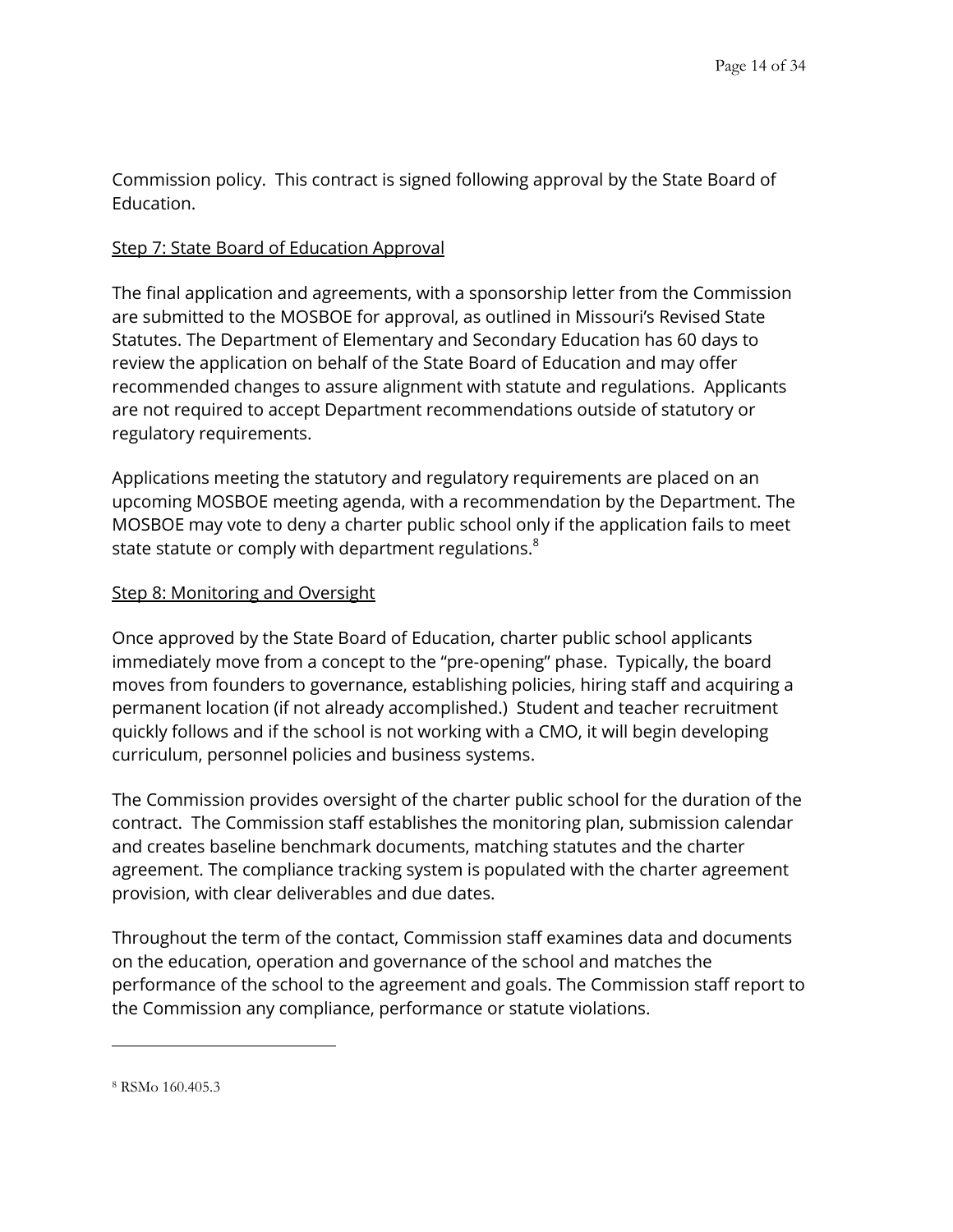Commission policy.  This contract is signed following approval by the State Board of Education.

Step 7: State Board of Education Approval

The final application and agreements, with a sponsorship letter from the Commission are submitted to the MOSBOE for approval, as outlined in Missouri's Revised State Statutes. The Department of Elementary and Secondary Education has 60 days to review the application on behalf of the State Board of Education and may offer recommended changes to assure alignment with statute and regulations.  Applicants are not required to accept Department recommendations outside of statutory or regulatory requirements.

Applications meeting the statutory and regulatory requirements are placed on an upcoming MOSBOE meeting agenda, with a recommendation by the Department. The MOSBOE may vote to deny a charter public school only if the application fails to meet state statute or comply with department regulations.[8]

Step 8: Monitoring and Oversight

Once approved by the State Board of Education, charter public school applicants immediately move from a concept to the "pre-opening" phase.  Typically, the board moves from founders to governance, establishing policies, hiring staff and acquiring a permanent location (if not already accomplished.)  Student and teacher recruitment quickly follows and if the school is not working with a CMO, it will begin developing curriculum, personnel policies and business systems.

The Commission provides oversight of the charter public school for the duration of the contract.  The Commission staff establishes the monitoring plan, submission calendar and creates baseline benchmark documents, matching statutes and the charter agreement. The compliance tracking system is populated with the charter agreement provision, with clear deliverables and due dates.

Throughout the term of the contact, Commission staff examines data and documents on the education, operation and governance of the school and matches the performance of the school to the agreement and goals. The Commission staff report to the Commission any compliance, performance or statute violations.

---

[8] RSMo 160.405.3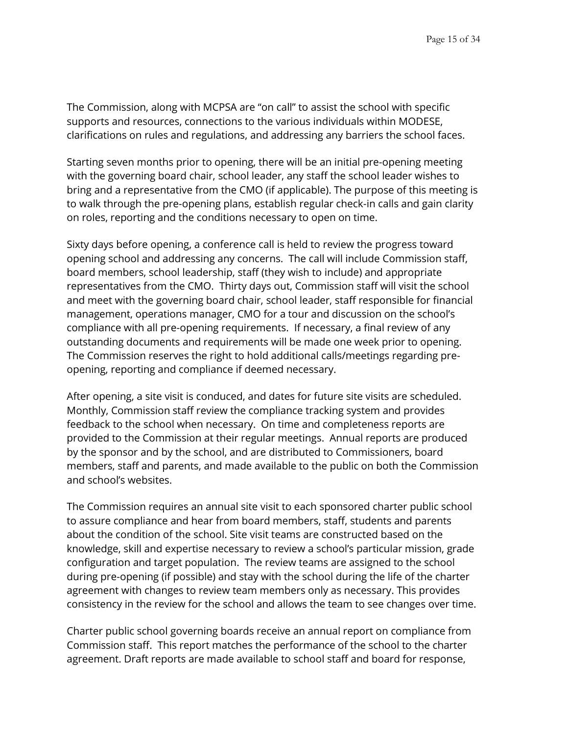The Commission, along with MCPSA are "on call" to assist the school with specific supports and resources, connections to the various individuals within MODESE, clarifications on rules and regulations, and addressing any barriers the school faces.

Starting seven months prior to opening, there will be an initial pre-opening meeting with the governing board chair, school leader, any staff the school leader wishes to bring and a representative from the CMO (if applicable). The purpose of this meeting is to walk through the pre-opening plans, establish regular check-in calls and gain clarity on roles, reporting and the conditions necessary to open on time.

Sixty days before opening, a conference call is held to review the progress toward opening school and addressing any concerns. The call will include Commission staff, board members, school leadership, staff (they wish to include) and appropriate representatives from the CMO. Thirty days out, Commission staff will visit the school and meet with the governing board chair, school leader, staff responsible for financial management, operations manager, CMO for a tour and discussion on the school's compliance with all pre-opening requirements. If necessary, a final review of any outstanding documents and requirements will be made one week prior to opening. The Commission reserves the right to hold additional calls/meetings regarding pre-opening, reporting and compliance if deemed necessary.

After opening, a site visit is conduced, and dates for future site visits are scheduled. Monthly, Commission staff review the compliance tracking system and provides feedback to the school when necessary. On time and completeness reports are provided to the Commission at their regular meetings. Annual reports are produced by the sponsor and by the school, and are distributed to Commissioners, board members, staff and parents, and made available to the public on both the Commission and school's websites.

The Commission requires an annual site visit to each sponsored charter public school to assure compliance and hear from board members, staff, students and parents about the condition of the school. Site visit teams are constructed based on the knowledge, skill and expertise necessary to review a school's particular mission, grade configuration and target population. The review teams are assigned to the school during pre-opening (if possible) and stay with the school during the life of the charter agreement with changes to review team members only as necessary. This provides consistency in the review for the school and allows the team to see changes over time.

Charter public school governing boards receive an annual report on compliance from Commission staff. This report matches the performance of the school to the charter agreement. Draft reports are made available to school staff and board for response,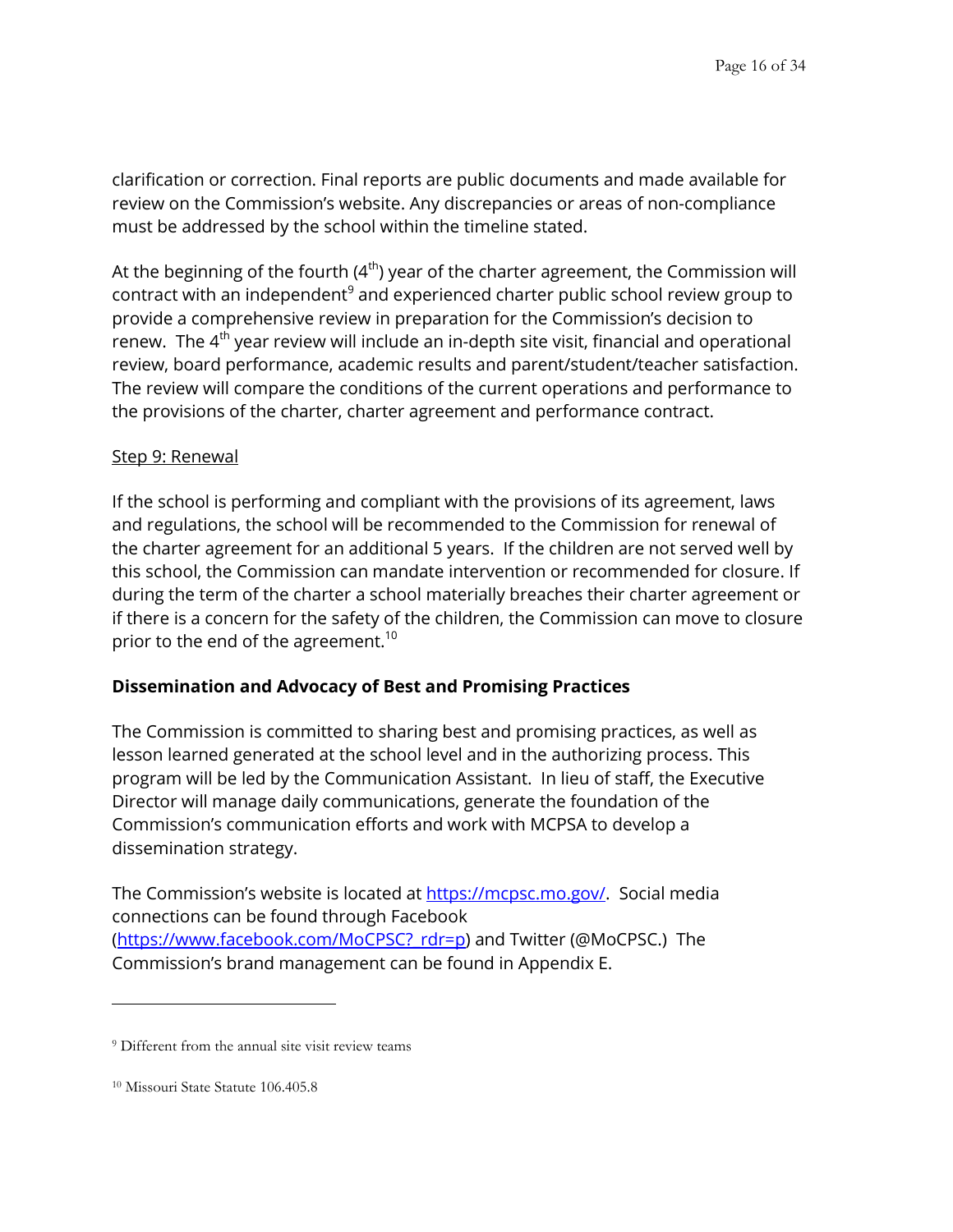clarification or correction. Final reports are public documents and made available for review on the Commission's website. Any discrepancies or areas of non-compliance must be addressed by the school within the timeline stated.

At the beginning of the fourth (4$^{th}$) year of the charter agreement, the Commission will contract with an independent[9] and experienced charter public school review group to provide a comprehensive review in preparation for the Commission's decision to renew. The 4$^{th}$ year review will include an in-depth site visit, financial and operational review, board performance, academic results and parent/student/teacher satisfaction. The review will compare the conditions of the current operations and performance to the provisions of the charter, charter agreement and performance contract.

<u>Step 9: Renewal</u>

If the school is performing and compliant with the provisions of its agreement, laws and regulations, the school will be recommended to the Commission for renewal of the charter agreement for an additional 5 years. If the children are not served well by this school, the Commission can mandate intervention or recommended for closure. If during the term of the charter a school materially breaches their charter agreement or if there is a concern for the safety of the children, the Commission can move to closure prior to the end of the agreement.[10]

**Dissemination and Advocacy of Best and Promising Practices**

The Commission is committed to sharing best and promising practices, as well as lesson learned generated at the school level and in the authorizing process. This program will be led by the Communication Assistant. In lieu of staff, the Executive Director will manage daily communications, generate the foundation of the Commission's communication efforts and work with MCPSA to develop a dissemination strategy.

The Commission's website is located at [https://mcpsc.mo.gov/](https://mcpsc.mo.gov/). Social media connections can be found through Facebook ([https://www.facebook.com/MoCPSC?_rdr=p](https://www.facebook.com/MoCPSC?_rdr=p)) and Twitter (@MoCPSC.) The Commission's brand management can be found in Appendix E.

---

[9] Different from the annual site visit review teams

[10] Missouri State Statute 106.405.8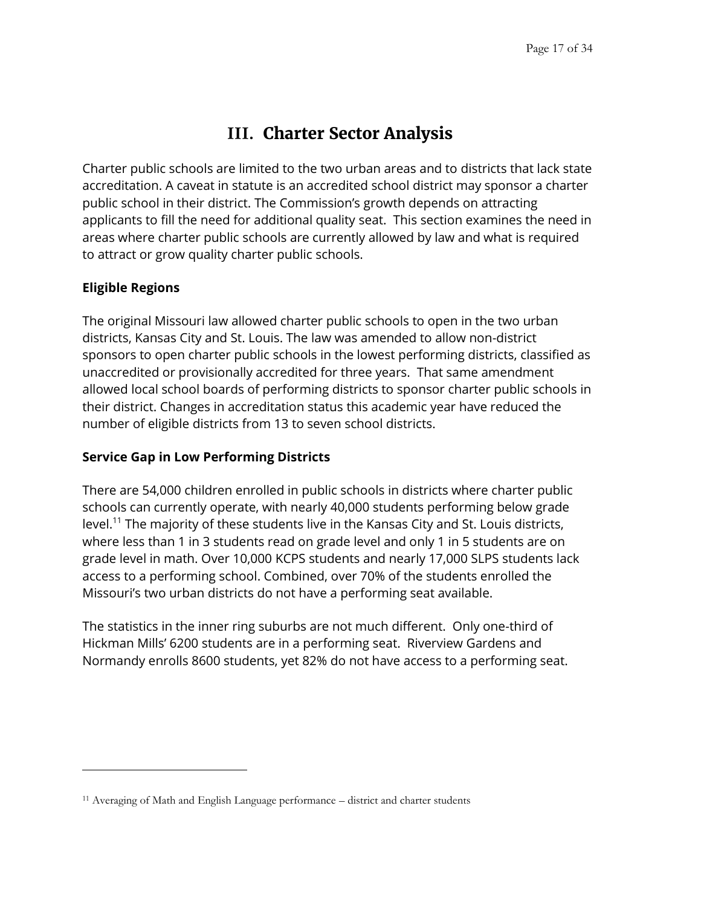# III. Charter Sector Analysis

Charter public schools are limited to the two urban areas and to districts that lack state accreditation. A caveat in statute is an accredited school district may sponsor a charter public school in their district. The Commission's growth depends on attracting applicants to fill the need for additional quality seat. This section examines the need in areas where charter public schools are currently allowed by law and what is required to attract or grow quality charter public schools.

**Eligible Regions**

The original Missouri law allowed charter public schools to open in the two urban districts, Kansas City and St. Louis. The law was amended to allow non-district sponsors to open charter public schools in the lowest performing districts, classified as unaccredited or provisionally accredited for three years. That same amendment allowed local school boards of performing districts to sponsor charter public schools in their district. Changes in accreditation status this academic year have reduced the number of eligible districts from 13 to seven school districts.

**Service Gap in Low Performing Districts**

There are 54,000 children enrolled in public schools in districts where charter public schools can currently operate, with nearly 40,000 students performing below grade level.[11] The majority of these students live in the Kansas City and St. Louis districts, where less than 1 in 3 students read on grade level and only 1 in 5 students are on grade level in math. Over 10,000 KCPS students and nearly 17,000 SLPS students lack access to a performing school. Combined, over 70% of the students enrolled the Missouri's two urban districts do not have a performing seat available.

The statistics in the inner ring suburbs are not much different. Only one-third of Hickman Mills' 6200 students are in a performing seat. Riverview Gardens and Normandy enrolls 8600 students, yet 82% do not have access to a performing seat.

---

[11] Averaging of Math and English Language performance – district and charter students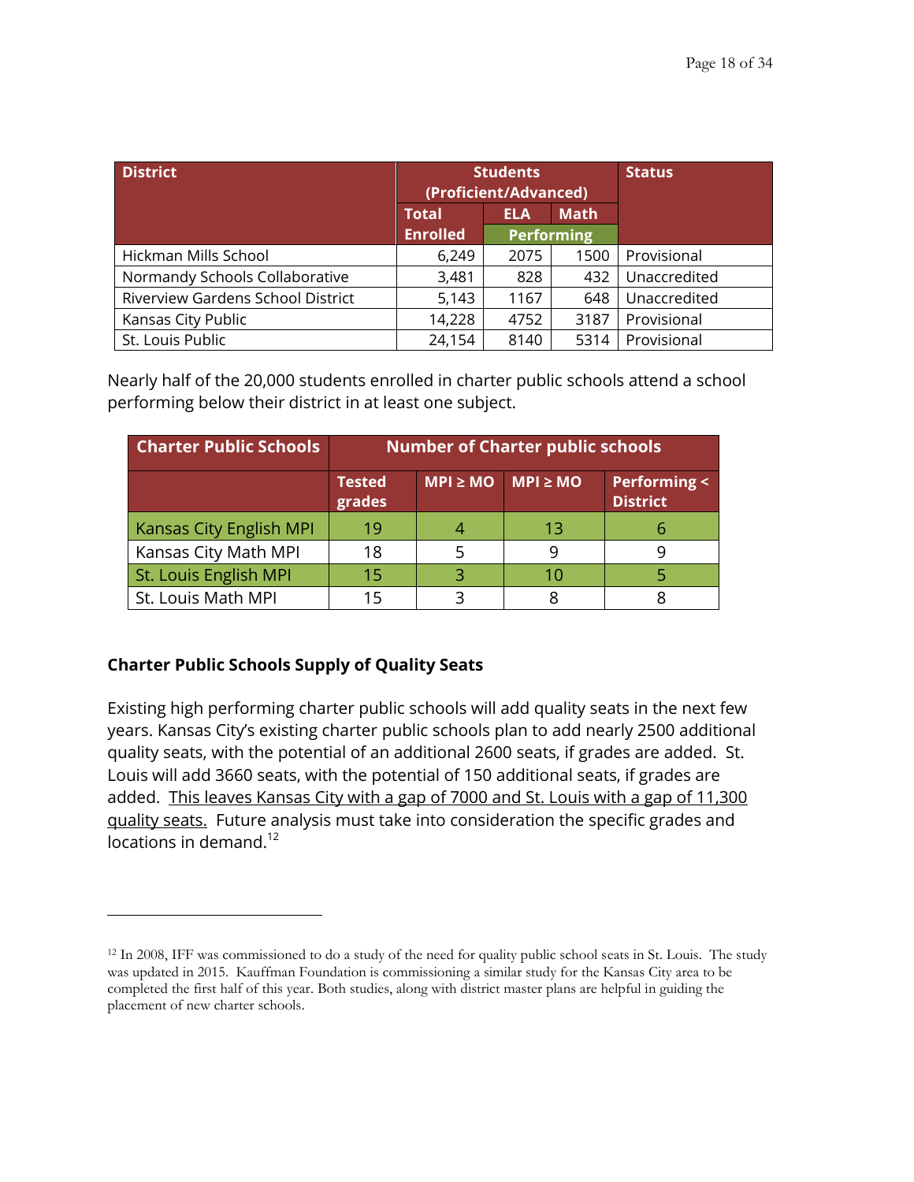| District | Students (Proficient/Advanced) | | | Status |
|---|---|---|---|---|
| | Total Enrolled | ELA | Math | |
| | | Performing | | |
| Hickman Mills School | 6,249 | 2075 | 1500 | Provisional |
| Normandy Schools Collaborative | 3,481 | 828 | 432 | Unaccredited |
| Riverview Gardens School District | 5,143 | 1167 | 648 | Unaccredited |
| Kansas City Public | 14,228 | 4752 | 3187 | Provisional |
| St. Louis Public | 24,154 | 8140 | 5314 | Provisional |

Nearly half of the 20,000 students enrolled in charter public schools attend a school performing below their district in at least one subject.

| Charter Public Schools | Number of Charter public schools | | | |
|---|---|---|---|---|
| | Tested grades | MPI ≥ MO | MPI ≥ MO | Performing < District |
| Kansas City English MPI | 19 | 4 | 13 | 6 |
| Kansas City Math MPI | 18 | 5 | 9 | 9 |
| St. Louis English MPI | 15 | 3 | 10 | 5 |
| St. Louis Math MPI | 15 | 3 | 8 | 8 |

**Charter Public Schools Supply of Quality Seats**

Existing high performing charter public schools will add quality seats in the next few years. Kansas City's existing charter public schools plan to add nearly 2500 additional quality seats, with the potential of an additional 2600 seats, if grades are added. St. Louis will add 3660 seats, with the potential of 150 additional seats, if grades are added. This leaves Kansas City with a gap of 7000 and St. Louis with a gap of 11,300 quality seats. Future analysis must take into consideration the specific grades and locations in demand.[12]

[12] In 2008, IFF was commissioned to do a study of the need for quality public school seats in St. Louis. The study was updated in 2015. Kauffman Foundation is commissioning a similar study for the Kansas City area to be completed the first half of this year. Both studies, along with district master plans are helpful in guiding the placement of new charter schools.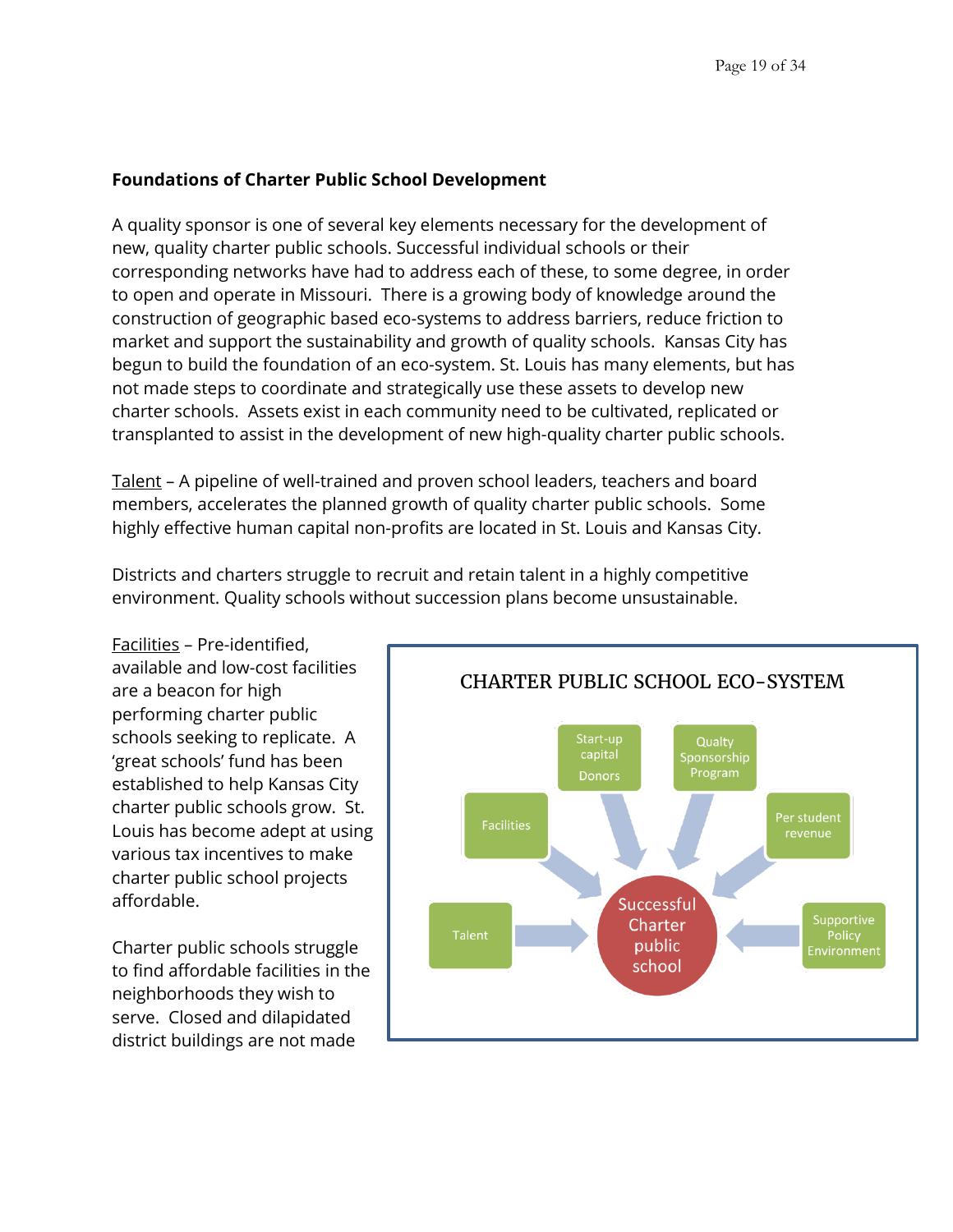**Foundations of Charter Public School Development**

A quality sponsor is one of several key elements necessary for the development of new, quality charter public schools. Successful individual schools or their corresponding networks have had to address each of these, to some degree, in order to open and operate in Missouri. There is a growing body of knowledge around the construction of geographic based eco-systems to address barriers, reduce friction to market and support the sustainability and growth of quality schools. Kansas City has begun to build the foundation of an eco-system. St. Louis has many elements, but has not made steps to coordinate and strategically use these assets to develop new charter schools. Assets exist in each community need to be cultivated, replicated or transplanted to assist in the development of new high-quality charter public schools.

<u>Talent</u> – A pipeline of well-trained and proven school leaders, teachers and board members, accelerates the planned growth of quality charter public schools. Some highly effective human capital non-profits are located in St. Louis and Kansas City.

Districts and charters struggle to recruit and retain talent in a highly competitive environment. Quality schools without succession plans become unsustainable.

<u>Facilities</u> – Pre-identified, available and low-cost facilities are a beacon for high performing charter public schools seeking to replicate. A 'great schools' fund has been established to help Kansas City charter public schools grow. St. Louis has become adept at using various tax incentives to make charter public school projects affordable.

Charter public schools struggle to find affordable facilities in the neighborhoods they wish to serve. Closed and dilapidated district buildings are not made

CHARTER PUBLIC SCHOOL ECO-SYSTEM

- Start-up capital Donors
- Qualty Sponsorship Program
- Facilities
- Per student revenue
- Talent
- Supportive Policy Environment

Successful Charter public school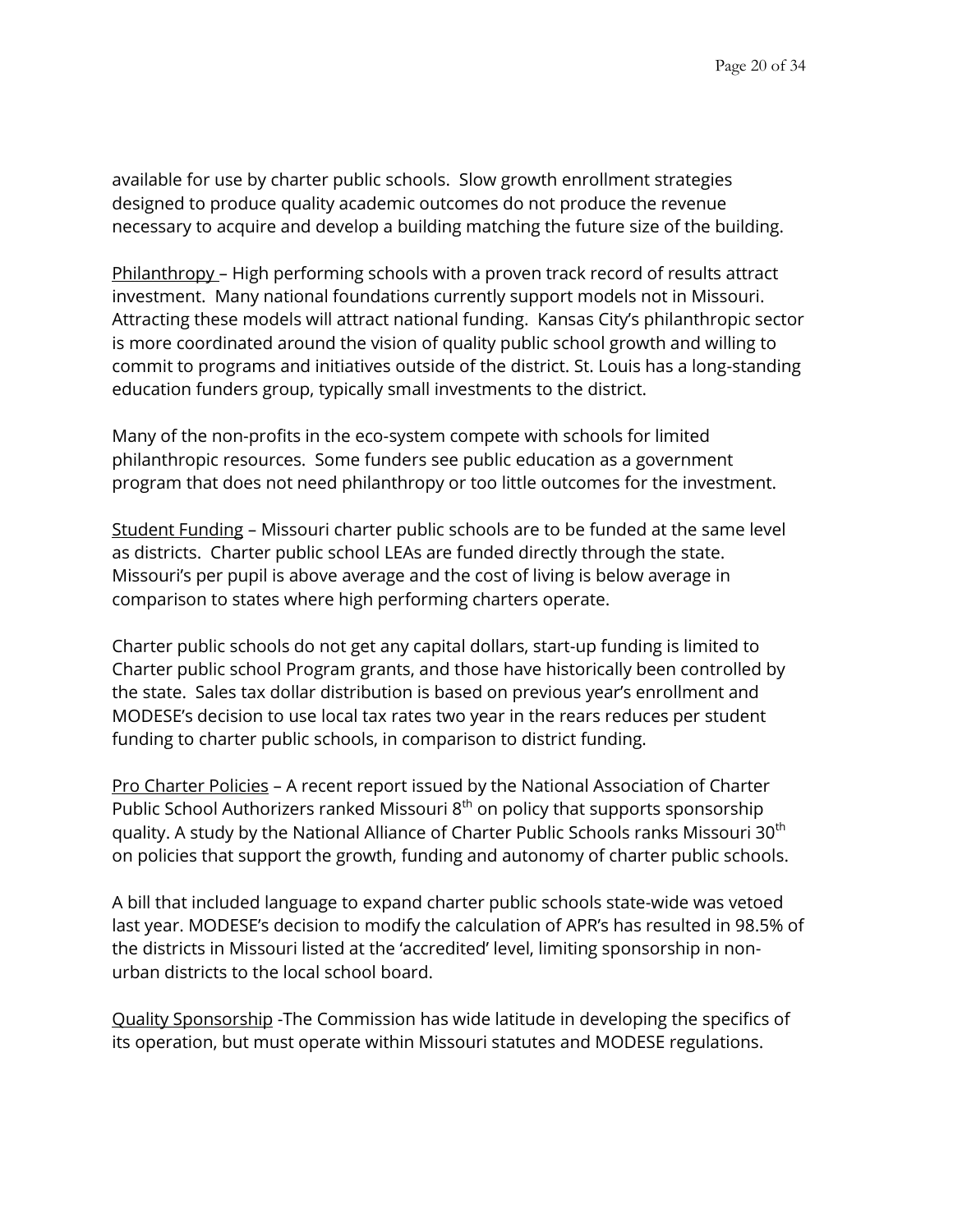available for use by charter public schools. Slow growth enrollment strategies designed to produce quality academic outcomes do not produce the revenue necessary to acquire and develop a building matching the future size of the building.

Philanthropy – High performing schools with a proven track record of results attract investment. Many national foundations currently support models not in Missouri. Attracting these models will attract national funding. Kansas City's philanthropic sector is more coordinated around the vision of quality public school growth and willing to commit to programs and initiatives outside of the district. St. Louis has a long-standing education funders group, typically small investments to the district.

Many of the non-profits in the eco-system compete with schools for limited philanthropic resources. Some funders see public education as a government program that does not need philanthropy or too little outcomes for the investment.

Student Funding – Missouri charter public schools are to be funded at the same level as districts. Charter public school LEAs are funded directly through the state. Missouri's per pupil is above average and the cost of living is below average in comparison to states where high performing charters operate.

Charter public schools do not get any capital dollars, start-up funding is limited to Charter public school Program grants, and those have historically been controlled by the state. Sales tax dollar distribution is based on previous year's enrollment and MODESE's decision to use local tax rates two year in the rears reduces per student funding to charter public schools, in comparison to district funding.

Pro Charter Policies – A recent report issued by the National Association of Charter Public School Authorizers ranked Missouri 8th on policy that supports sponsorship quality. A study by the National Alliance of Charter Public Schools ranks Missouri 30th on policies that support the growth, funding and autonomy of charter public schools.

A bill that included language to expand charter public schools state-wide was vetoed last year. MODESE's decision to modify the calculation of APR's has resulted in 98.5% of the districts in Missouri listed at the 'accredited' level, limiting sponsorship in non-urban districts to the local school board.

Quality Sponsorship -The Commission has wide latitude in developing the specifics of its operation, but must operate within Missouri statutes and MODESE regulations.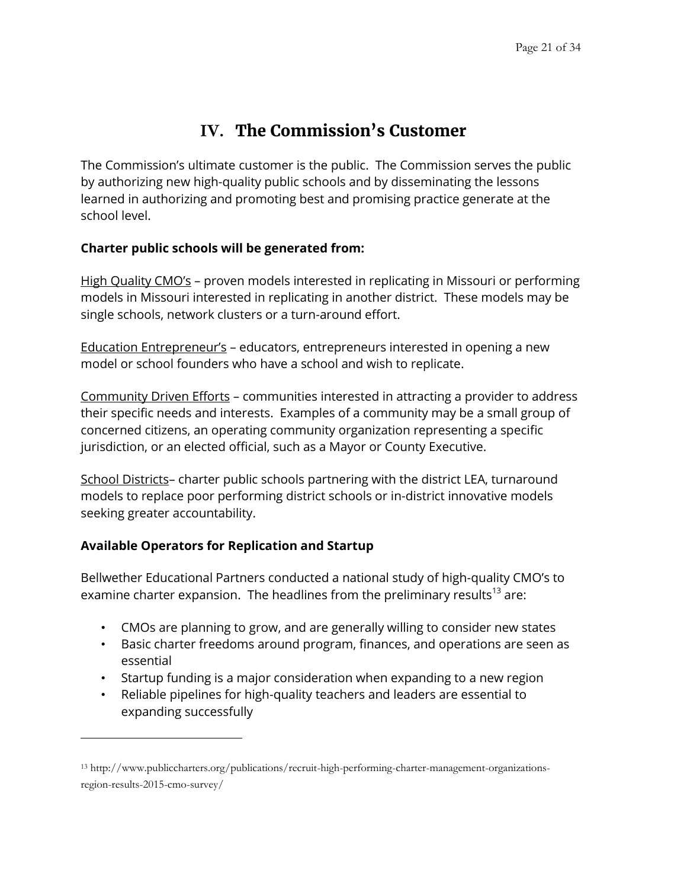# IV. The Commission's Customer

The Commission's ultimate customer is the public. The Commission serves the public by authorizing new high-quality public schools and by disseminating the lessons learned in authorizing and promoting best and promising practice generate at the school level.

**Charter public schools will be generated from:**

High Quality CMO's – proven models interested in replicating in Missouri or performing models in Missouri interested in replicating in another district. These models may be single schools, network clusters or a turn-around effort.

Education Entrepreneur's – educators, entrepreneurs interested in opening a new model or school founders who have a school and wish to replicate.

Community Driven Efforts – communities interested in attracting a provider to address their specific needs and interests. Examples of a community may be a small group of concerned citizens, an operating community organization representing a specific jurisdiction, or an elected official, such as a Mayor or County Executive.

School Districts– charter public schools partnering with the district LEA, turnaround models to replace poor performing district schools or in-district innovative models seeking greater accountability.

**Available Operators for Replication and Startup**

Bellwether Educational Partners conducted a national study of high-quality CMO's to examine charter expansion. The headlines from the preliminary results[13] are:

- CMOs are planning to grow, and are generally willing to consider new states
- Basic charter freedoms around program, finances, and operations are seen as essential
- Startup funding is a major consideration when expanding to a new region
- Reliable pipelines for high-quality teachers and leaders are essential to expanding successfully

---

[13] http://www.publiccharters.org/publications/recruit-high-performing-charter-management-organizations-region-results-2015-cmo-survey/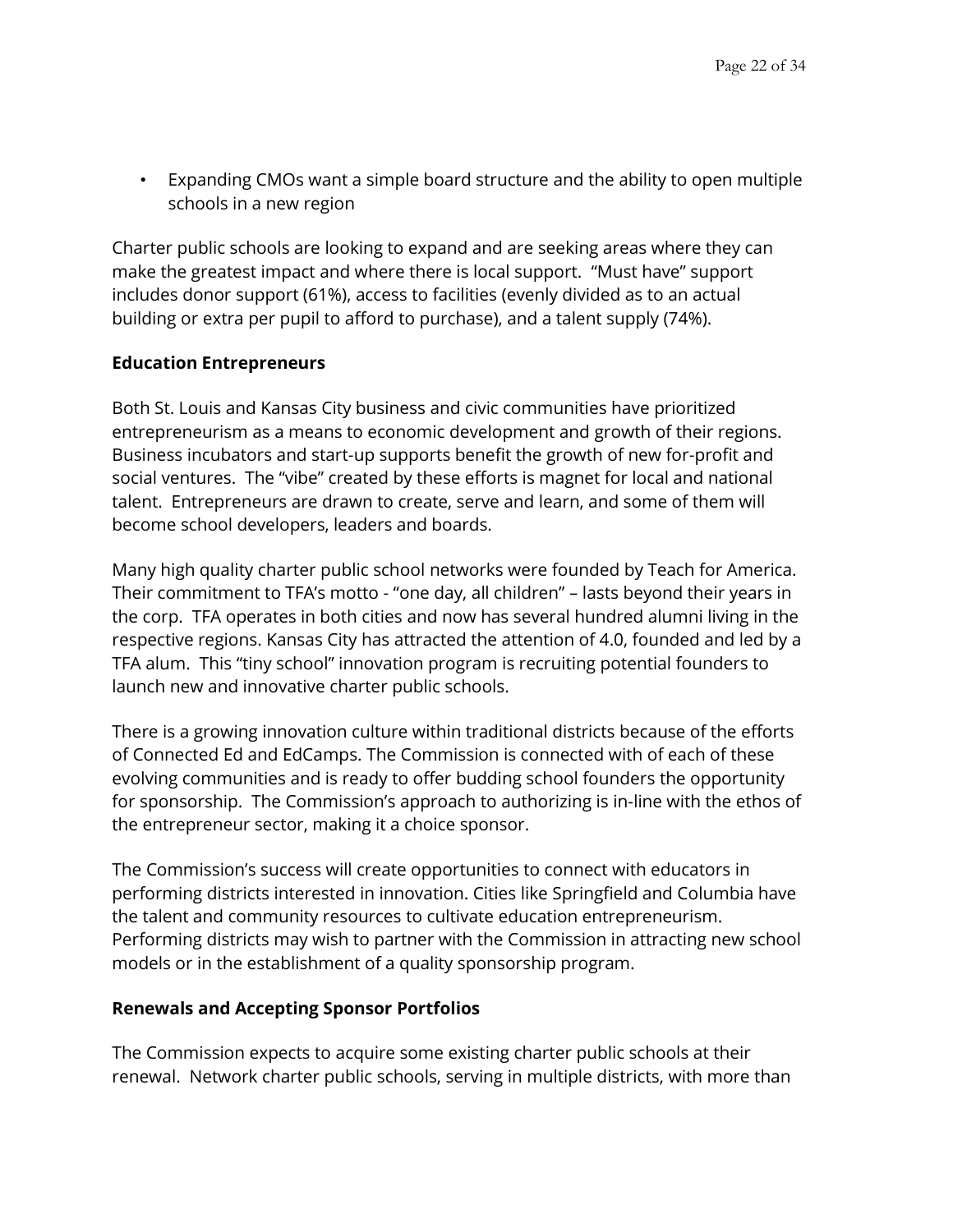- Expanding CMOs want a simple board structure and the ability to open multiple schools in a new region

Charter public schools are looking to expand and are seeking areas where they can make the greatest impact and where there is local support. "Must have" support includes donor support (61%), access to facilities (evenly divided as to an actual building or extra per pupil to afford to purchase), and a talent supply (74%).

**Education Entrepreneurs**

Both St. Louis and Kansas City business and civic communities have prioritized entrepreneurism as a means to economic development and growth of their regions. Business incubators and start-up supports benefit the growth of new for-profit and social ventures. The "vibe" created by these efforts is magnet for local and national talent. Entrepreneurs are drawn to create, serve and learn, and some of them will become school developers, leaders and boards.

Many high quality charter public school networks were founded by Teach for America. Their commitment to TFA's motto - "one day, all children" – lasts beyond their years in the corp. TFA operates in both cities and now has several hundred alumni living in the respective regions. Kansas City has attracted the attention of 4.0, founded and led by a TFA alum. This "tiny school" innovation program is recruiting potential founders to launch new and innovative charter public schools.

There is a growing innovation culture within traditional districts because of the efforts of Connected Ed and EdCamps. The Commission is connected with of each of these evolving communities and is ready to offer budding school founders the opportunity for sponsorship. The Commission's approach to authorizing is in-line with the ethos of the entrepreneur sector, making it a choice sponsor.

The Commission's success will create opportunities to connect with educators in performing districts interested in innovation. Cities like Springfield and Columbia have the talent and community resources to cultivate education entrepreneurism. Performing districts may wish to partner with the Commission in attracting new school models or in the establishment of a quality sponsorship program.

**Renewals and Accepting Sponsor Portfolios**

The Commission expects to acquire some existing charter public schools at their renewal. Network charter public schools, serving in multiple districts, with more than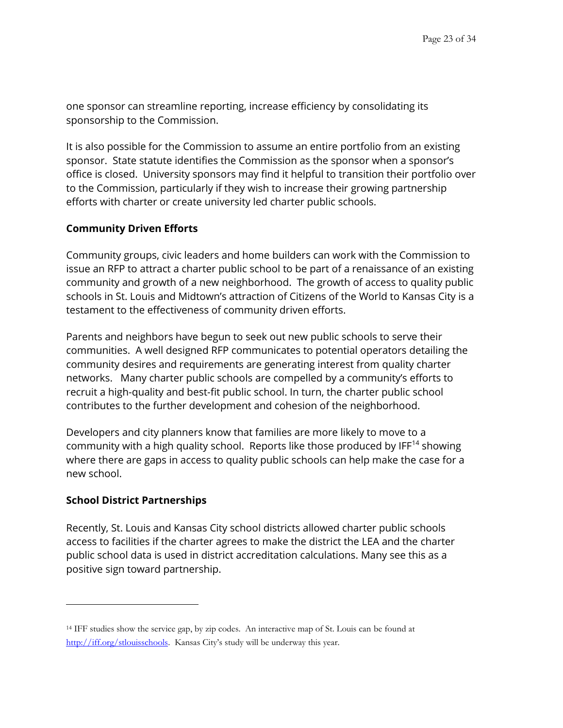one sponsor can streamline reporting, increase efficiency by consolidating its sponsorship to the Commission.

It is also possible for the Commission to assume an entire portfolio from an existing sponsor. State statute identifies the Commission as the sponsor when a sponsor's office is closed. University sponsors may find it helpful to transition their portfolio over to the Commission, particularly if they wish to increase their growing partnership efforts with charter or create university led charter public schools.

**Community Driven Efforts**

Community groups, civic leaders and home builders can work with the Commission to issue an RFP to attract a charter public school to be part of a renaissance of an existing community and growth of a new neighborhood. The growth of access to quality public schools in St. Louis and Midtown's attraction of Citizens of the World to Kansas City is a testament to the effectiveness of community driven efforts.

Parents and neighbors have begun to seek out new public schools to serve their communities. A well designed RFP communicates to potential operators detailing the community desires and requirements are generating interest from quality charter networks. Many charter public schools are compelled by a community's efforts to recruit a high-quality and best-fit public school. In turn, the charter public school contributes to the further development and cohesion of the neighborhood.

Developers and city planners know that families are more likely to move to a community with a high quality school. Reports like those produced by IFF[14] showing where there are gaps in access to quality public schools can help make the case for a new school.

**School District Partnerships**

Recently, St. Louis and Kansas City school districts allowed charter public schools access to facilities if the charter agrees to make the district the LEA and the charter public school data is used in district accreditation calculations. Many see this as a positive sign toward partnership.

---

[14] IFF studies show the service gap, by zip codes. An interactive map of St. Louis can be found at http://iff.org/stlouisschools. Kansas City's study will be underway this year.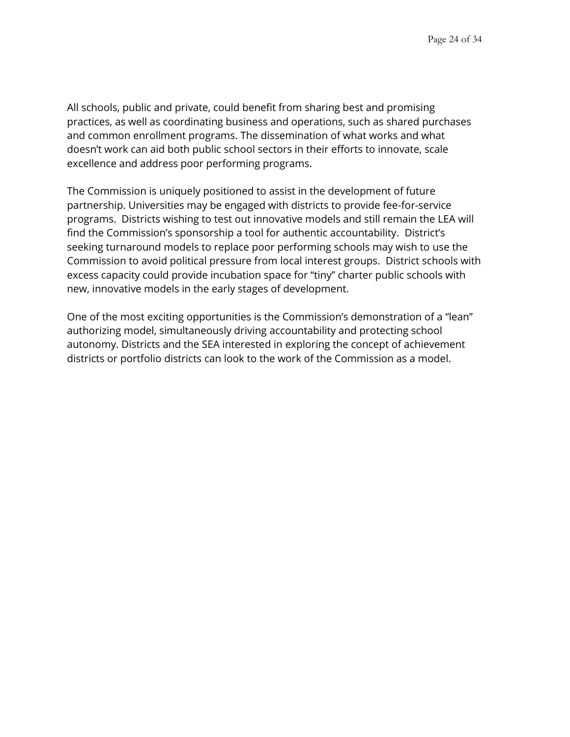All schools, public and private, could benefit from sharing best and promising practices, as well as coordinating business and operations, such as shared purchases and common enrollment programs. The dissemination of what works and what doesn't work can aid both public school sectors in their efforts to innovate, scale excellence and address poor performing programs.

The Commission is uniquely positioned to assist in the development of future partnership. Universities may be engaged with districts to provide fee-for-service programs. Districts wishing to test out innovative models and still remain the LEA will find the Commission's sponsorship a tool for authentic accountability. District's seeking turnaround models to replace poor performing schools may wish to use the Commission to avoid political pressure from local interest groups. District schools with excess capacity could provide incubation space for "tiny" charter public schools with new, innovative models in the early stages of development.

One of the most exciting opportunities is the Commission's demonstration of a "lean" authorizing model, simultaneously driving accountability and protecting school autonomy. Districts and the SEA interested in exploring the concept of achievement districts or portfolio districts can look to the work of the Commission as a model.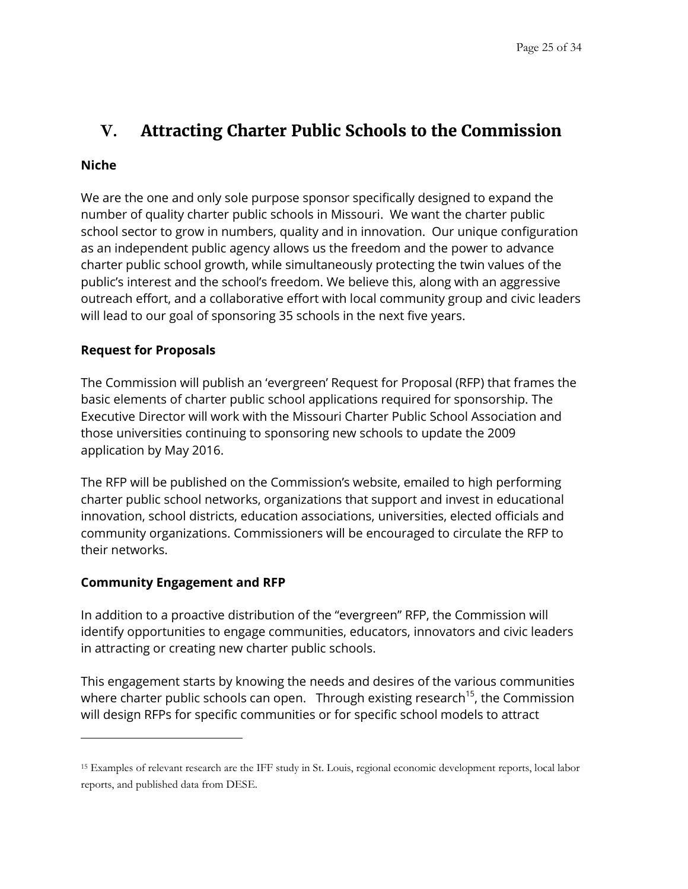# V. Attracting Charter Public Schools to the Commission

**Niche**

We are the one and only sole purpose sponsor specifically designed to expand the number of quality charter public schools in Missouri. We want the charter public school sector to grow in numbers, quality and in innovation. Our unique configuration as an independent public agency allows us the freedom and the power to advance charter public school growth, while simultaneously protecting the twin values of the public's interest and the school's freedom. We believe this, along with an aggressive outreach effort, and a collaborative effort with local community group and civic leaders will lead to our goal of sponsoring 35 schools in the next five years.

**Request for Proposals**

The Commission will publish an 'evergreen' Request for Proposal (RFP) that frames the basic elements of charter public school applications required for sponsorship. The Executive Director will work with the Missouri Charter Public School Association and those universities continuing to sponsoring new schools to update the 2009 application by May 2016.

The RFP will be published on the Commission's website, emailed to high performing charter public school networks, organizations that support and invest in educational innovation, school districts, education associations, universities, elected officials and community organizations. Commissioners will be encouraged to circulate the RFP to their networks.

**Community Engagement and RFP**

In addition to a proactive distribution of the "evergreen" RFP, the Commission will identify opportunities to engage communities, educators, innovators and civic leaders in attracting or creating new charter public schools.

This engagement starts by knowing the needs and desires of the various communities where charter public schools can open. Through existing research[15], the Commission will design RFPs for specific communities or for specific school models to attract

---

[15] Examples of relevant research are the IFF study in St. Louis, regional economic development reports, local labor reports, and published data from DESE.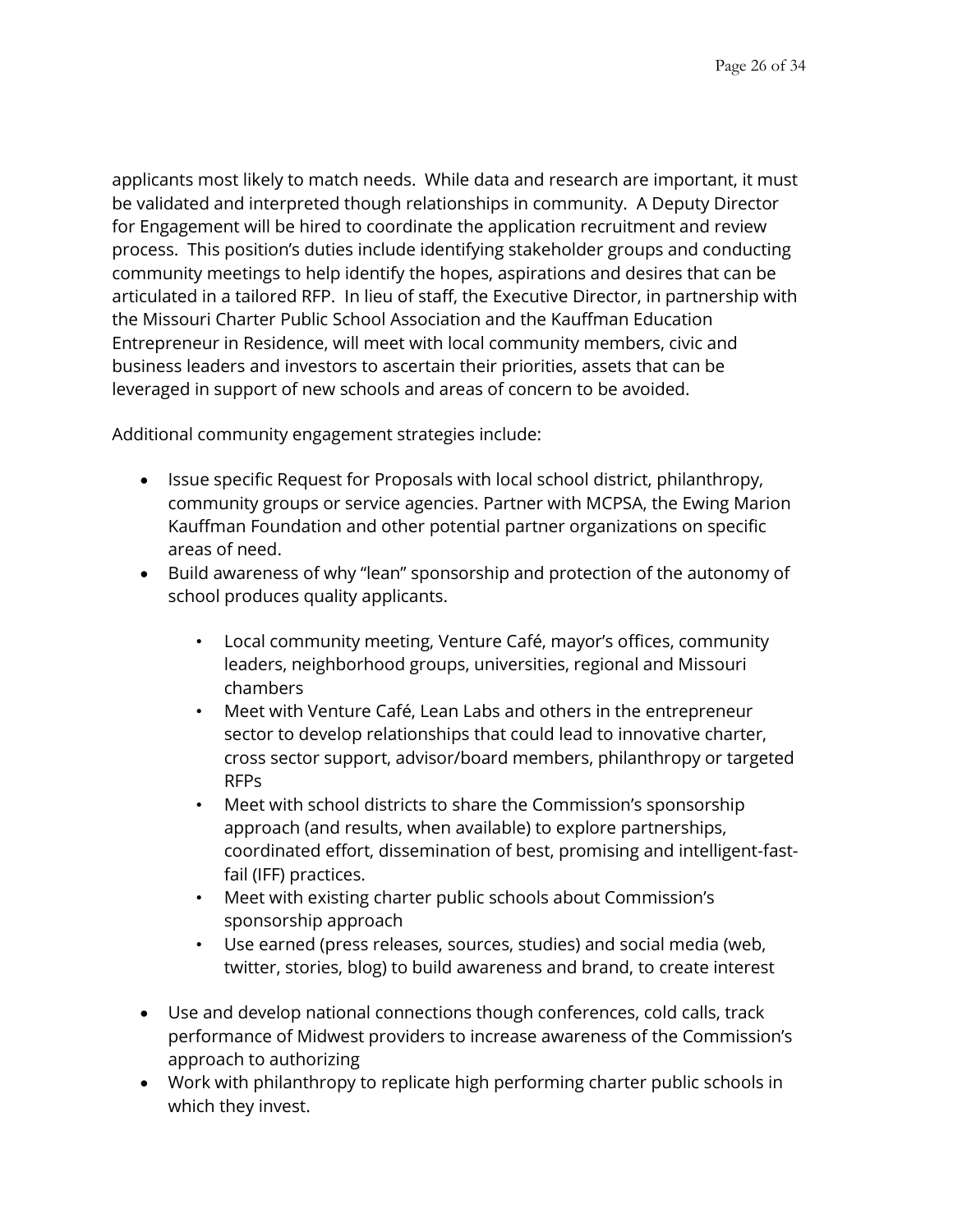applicants most likely to match needs. While data and research are important, it must be validated and interpreted though relationships in community. A Deputy Director for Engagement will be hired to coordinate the application recruitment and review process. This position's duties include identifying stakeholder groups and conducting community meetings to help identify the hopes, aspirations and desires that can be articulated in a tailored RFP. In lieu of staff, the Executive Director, in partnership with the Missouri Charter Public School Association and the Kauffman Education Entrepreneur in Residence, will meet with local community members, civic and business leaders and investors to ascertain their priorities, assets that can be leveraged in support of new schools and areas of concern to be avoided.

Additional community engagement strategies include:

- Issue specific Request for Proposals with local school district, philanthropy, community groups or service agencies. Partner with MCPSA, the Ewing Marion Kauffman Foundation and other potential partner organizations on specific areas of need.
- Build awareness of why "lean" sponsorship and protection of the autonomy of school produces quality applicants.
    - Local community meeting, Venture Café, mayor's offices, community leaders, neighborhood groups, universities, regional and Missouri chambers
    - Meet with Venture Café, Lean Labs and others in the entrepreneur sector to develop relationships that could lead to innovative charter, cross sector support, advisor/board members, philanthropy or targeted RFPs
    - Meet with school districts to share the Commission's sponsorship approach (and results, when available) to explore partnerships, coordinated effort, dissemination of best, promising and intelligent-fast-fail (IFF) practices.
    - Meet with existing charter public schools about Commission's sponsorship approach
    - Use earned (press releases, sources, studies) and social media (web, twitter, stories, blog) to build awareness and brand, to create interest
- Use and develop national connections though conferences, cold calls, track performance of Midwest providers to increase awareness of the Commission's approach to authorizing
- Work with philanthropy to replicate high performing charter public schools in which they invest.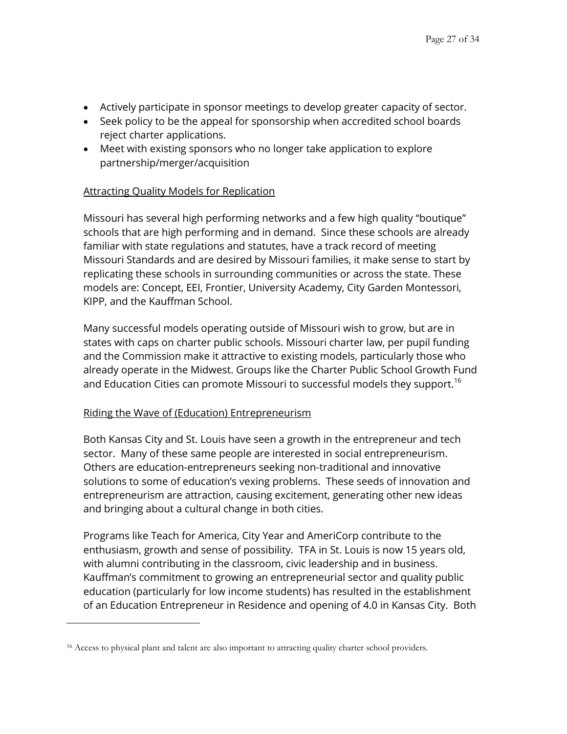- Actively participate in sponsor meetings to develop greater capacity of sector.
- Seek policy to be the appeal for sponsorship when accredited school boards reject charter applications.
- Meet with existing sponsors who no longer take application to explore partnership/merger/acquisition

Attracting Quality Models for Replication

Missouri has several high performing networks and a few high quality "boutique" schools that are high performing and in demand. Since these schools are already familiar with state regulations and statutes, have a track record of meeting Missouri Standards and are desired by Missouri families, it make sense to start by replicating these schools in surrounding communities or across the state. These models are: Concept, EEI, Frontier, University Academy, City Garden Montessori, KIPP, and the Kauffman School.

Many successful models operating outside of Missouri wish to grow, but are in states with caps on charter public schools. Missouri charter law, per pupil funding and the Commission make it attractive to existing models, particularly those who already operate in the Midwest. Groups like the Charter Public School Growth Fund and Education Cities can promote Missouri to successful models they support.[16]

Riding the Wave of (Education) Entrepreneurism

Both Kansas City and St. Louis have seen a growth in the entrepreneur and tech sector. Many of these same people are interested in social entrepreneurism. Others are education-entrepreneurs seeking non-traditional and innovative solutions to some of education's vexing problems. These seeds of innovation and entrepreneurism are attraction, causing excitement, generating other new ideas and bringing about a cultural change in both cities.

Programs like Teach for America, City Year and AmeriCorp contribute to the enthusiasm, growth and sense of possibility. TFA in St. Louis is now 15 years old, with alumni contributing in the classroom, civic leadership and in business. Kauffman's commitment to growing an entrepreneurial sector and quality public education (particularly for low income students) has resulted in the establishment of an Education Entrepreneur in Residence and opening of 4.0 in Kansas City. Both

[16] Access to physical plant and talent are also important to attracting quality charter school providers.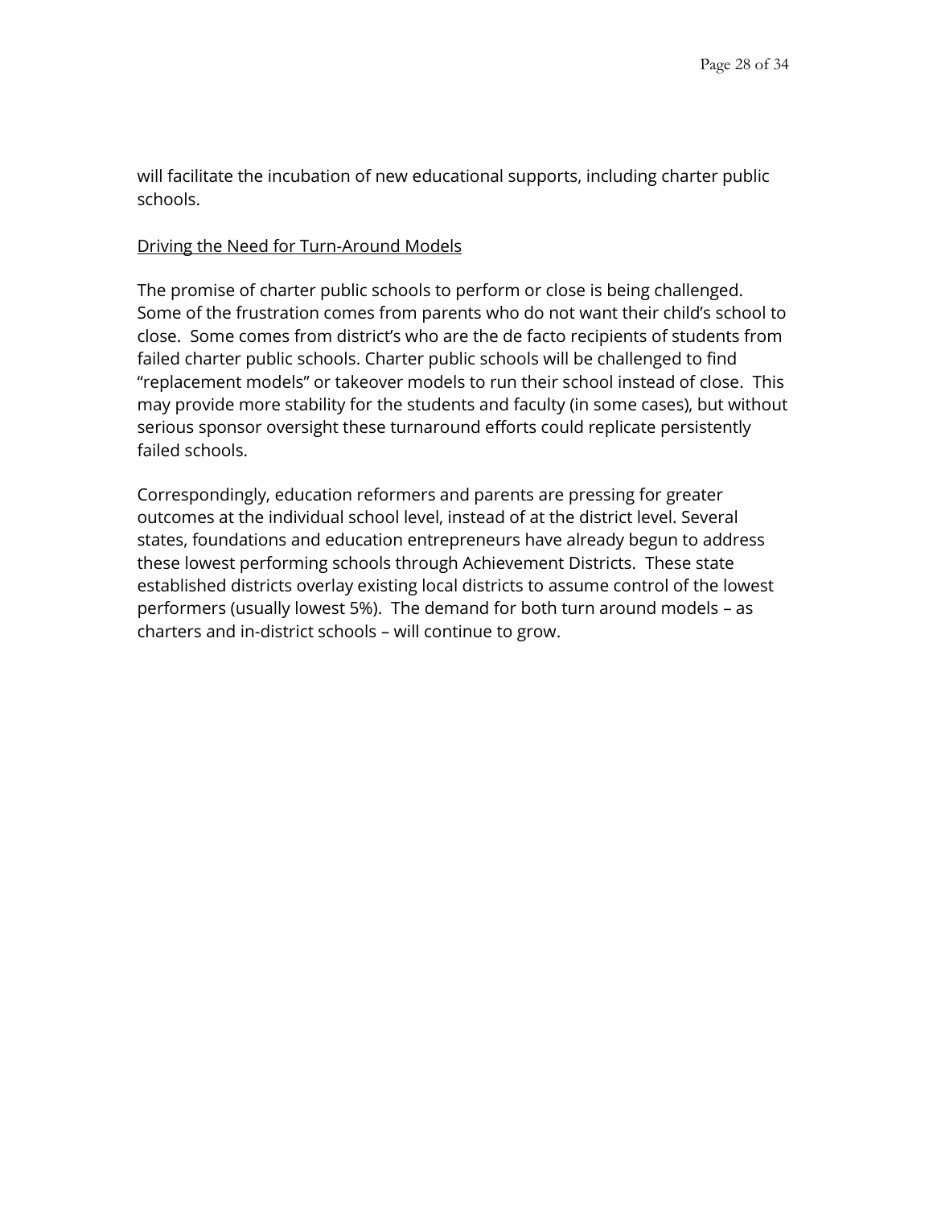will facilitate the incubation of new educational supports, including charter public schools.

<u>Driving the Need for Turn-Around Models</u>

The promise of charter public schools to perform or close is being challenged. Some of the frustration comes from parents who do not want their child's school to close. Some comes from district's who are the de facto recipients of students from failed charter public schools. Charter public schools will be challenged to find "replacement models" or takeover models to run their school instead of close. This may provide more stability for the students and faculty (in some cases), but without serious sponsor oversight these turnaround efforts could replicate persistently failed schools.

Correspondingly, education reformers and parents are pressing for greater outcomes at the individual school level, instead of at the district level. Several states, foundations and education entrepreneurs have already begun to address these lowest performing schools through Achievement Districts. These state established districts overlay existing local districts to assume control of the lowest performers (usually lowest 5%). The demand for both turn around models – as charters and in-district schools – will continue to grow.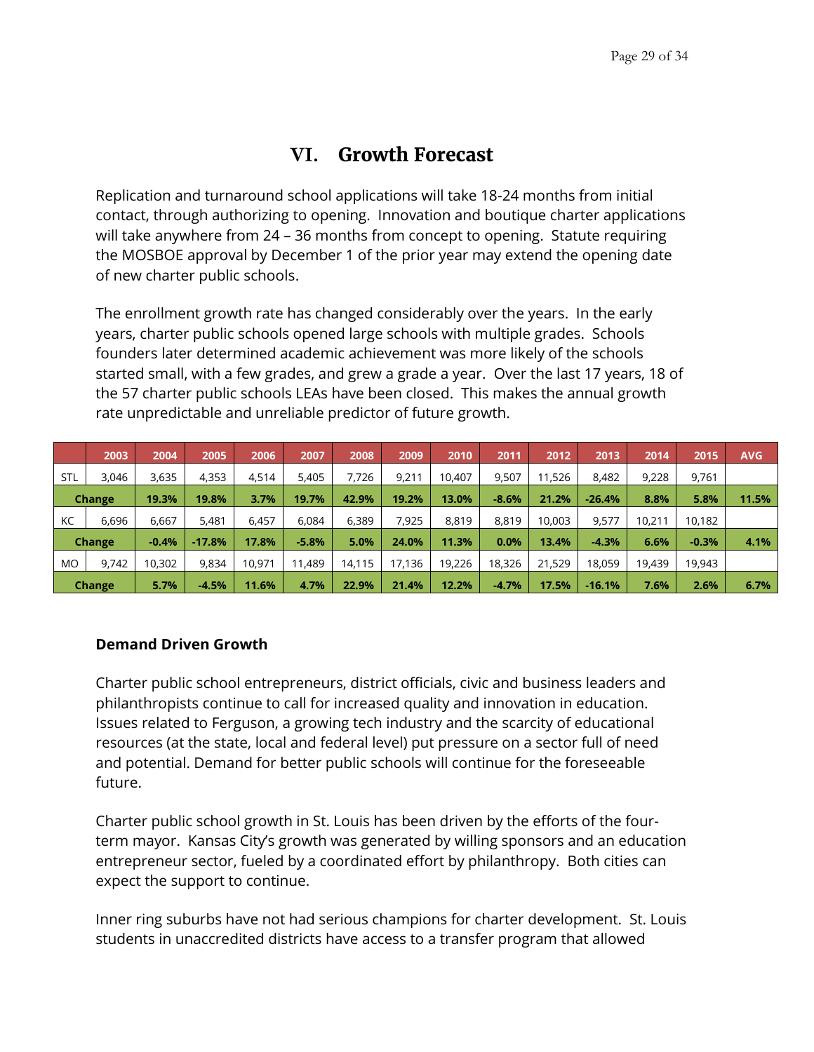# VI. Growth Forecast

Replication and turnaround school applications will take 18-24 months from initial contact, through authorizing to opening. Innovation and boutique charter applications will take anywhere from 24 – 36 months from concept to opening. Statute requiring the MOSBOE approval by December 1 of the prior year may extend the opening date of new charter public schools.

The enrollment growth rate has changed considerably over the years. In the early years, charter public schools opened large schools with multiple grades. Schools founders later determined academic achievement was more likely of the schools started small, with a few grades, and grew a grade a year. Over the last 17 years, 18 of the 57 charter public schools LEAs have been closed. This makes the annual growth rate unpredictable and unreliable predictor of future growth.

| | 2003 | 2004 | 2005 | 2006 | 2007 | 2008 | 2009 | 2010 | 2011 | 2012 | 2013 | 2014 | 2015 | AVG |
|---|---|---|---|---|---|---|---|---|---|---|---|---|---|---|
| STL | 3,046 | 3,635 | 4,353 | 4,514 | 5,405 | 7,726 | 9,211 | 10,407 | 9,507 | 11,526 | 8,482 | 9,228 | 9,761 | |
| **Change** | | **19.3%** | **19.8%** | **3.7%** | **19.7%** | **42.9%** | **19.2%** | **13.0%** | **-8.6%** | **21.2%** | **-26.4%** | **8.8%** | **5.8%** | **11.5%** |
| KC | 6,696 | 6,667 | 5,481 | 6,457 | 6,084 | 6,389 | 7,925 | 8,819 | 8,819 | 10,003 | 9,577 | 10,211 | 10,182 | |
| **Change** | | **-0.4%** | **-17.8%** | **17.8%** | **-5.8%** | **5.0%** | **24.0%** | **11.3%** | **0.0%** | **13.4%** | **-4.3%** | **6.6%** | **-0.3%** | **4.1%** |
| MO | 9,742 | 10,302 | 9,834 | 10,971 | 11,489 | 14,115 | 17,136 | 19,226 | 18,326 | 21,529 | 18,059 | 19,439 | 19,943 | |
| **Change** | | **5.7%** | **-4.5%** | **11.6%** | **4.7%** | **22.9%** | **21.4%** | **12.2%** | **-4.7%** | **17.5%** | **-16.1%** | **7.6%** | **2.6%** | **6.7%** |

**Demand Driven Growth**

Charter public school entrepreneurs, district officials, civic and business leaders and philanthropists continue to call for increased quality and innovation in education. Issues related to Ferguson, a growing tech industry and the scarcity of educational resources (at the state, local and federal level) put pressure on a sector full of need and potential. Demand for better public schools will continue for the foreseeable future.

Charter public school growth in St. Louis has been driven by the efforts of the four-term mayor. Kansas City's growth was generated by willing sponsors and an education entrepreneur sector, fueled by a coordinated effort by philanthropy. Both cities can expect the support to continue.

Inner ring suburbs have not had serious champions for charter development. St. Louis students in unaccredited districts have access to a transfer program that allowed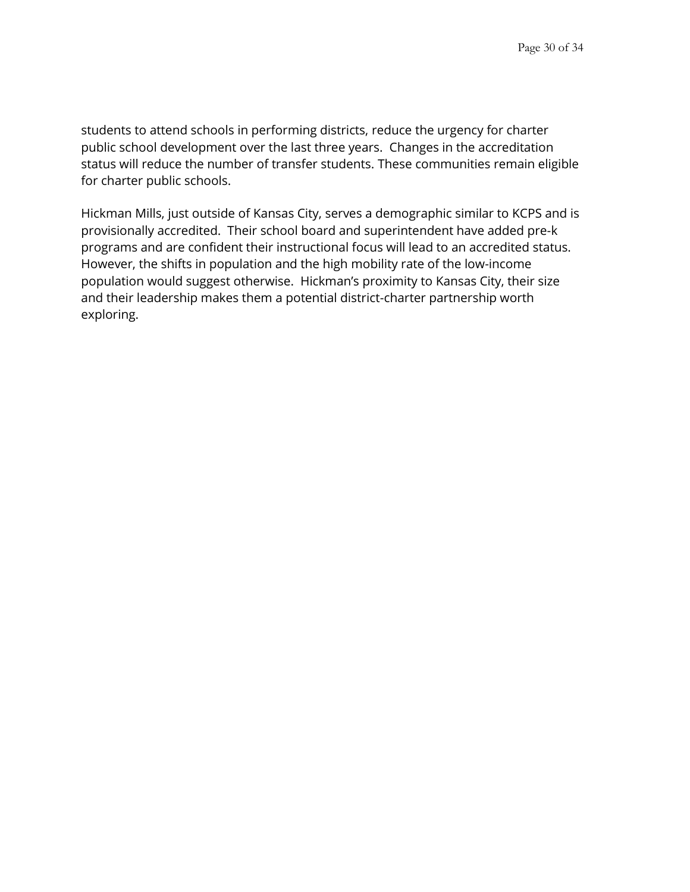students to attend schools in performing districts, reduce the urgency for charter public school development over the last three years. Changes in the accreditation status will reduce the number of transfer students. These communities remain eligible for charter public schools.

Hickman Mills, just outside of Kansas City, serves a demographic similar to KCPS and is provisionally accredited. Their school board and superintendent have added pre-k programs and are confident their instructional focus will lead to an accredited status. However, the shifts in population and the high mobility rate of the low-income population would suggest otherwise. Hickman's proximity to Kansas City, their size and their leadership makes them a potential district-charter partnership worth exploring.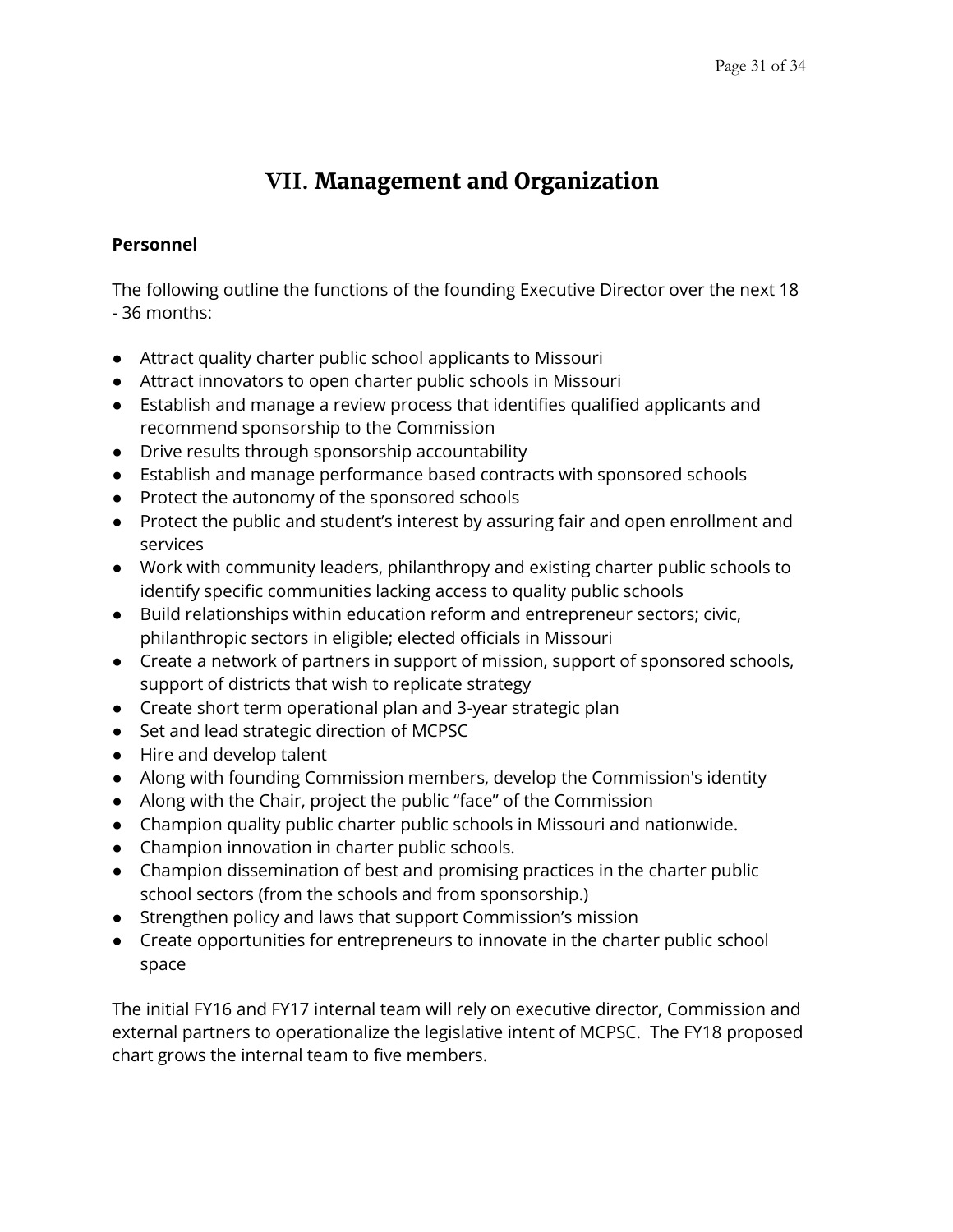# VII. Management and Organization

**Personnel**

The following outline the functions of the founding Executive Director over the next 18 - 36 months:

- Attract quality charter public school applicants to Missouri
- Attract innovators to open charter public schools in Missouri
- Establish and manage a review process that identifies qualified applicants and recommend sponsorship to the Commission
- Drive results through sponsorship accountability
- Establish and manage performance based contracts with sponsored schools
- Protect the autonomy of the sponsored schools
- Protect the public and student's interest by assuring fair and open enrollment and services
- Work with community leaders, philanthropy and existing charter public schools to identify specific communities lacking access to quality public schools
- Build relationships within education reform and entrepreneur sectors; civic, philanthropic sectors in eligible; elected officials in Missouri
- Create a network of partners in support of mission, support of sponsored schools, support of districts that wish to replicate strategy
- Create short term operational plan and 3-year strategic plan
- Set and lead strategic direction of MCPSC
- Hire and develop talent
- Along with founding Commission members, develop the Commission's identity
- Along with the Chair, project the public "face" of the Commission
- Champion quality public charter public schools in Missouri and nationwide.
- Champion innovation in charter public schools.
- Champion dissemination of best and promising practices in the charter public school sectors (from the schools and from sponsorship.)
- Strengthen policy and laws that support Commission's mission
- Create opportunities for entrepreneurs to innovate in the charter public school space

The initial FY16 and FY17 internal team will rely on executive director, Commission and external partners to operationalize the legislative intent of MCPSC. The FY18 proposed chart grows the internal team to five members.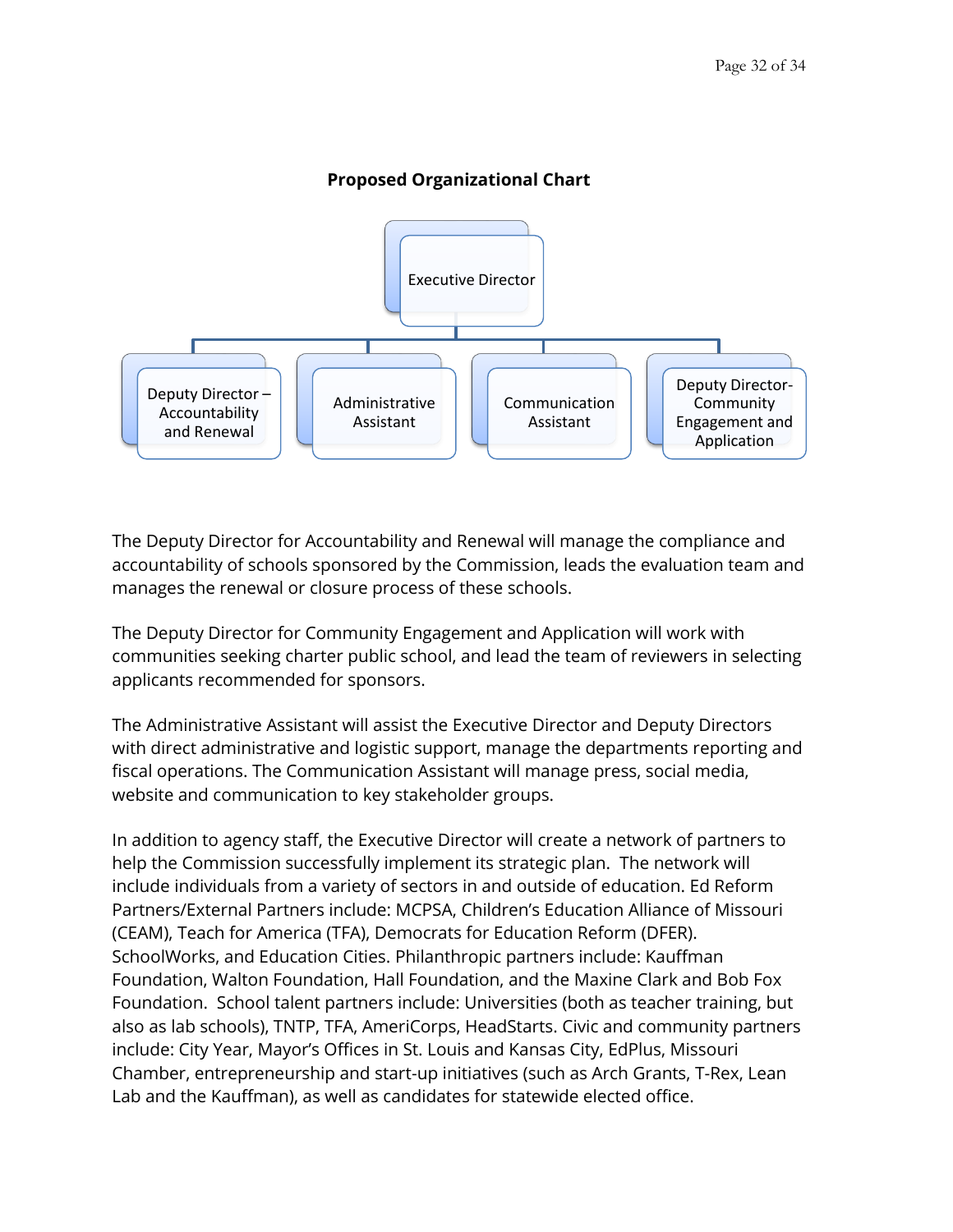**Proposed Organizational Chart**

- Executive Director
  - Deputy Director – Accountability and Renewal
  - Administrative Assistant
  - Communication Assistant
  - Deputy Director- Community Engagement and Application

The Deputy Director for Accountability and Renewal will manage the compliance and accountability of schools sponsored by the Commission, leads the evaluation team and manages the renewal or closure process of these schools.

The Deputy Director for Community Engagement and Application will work with communities seeking charter public school, and lead the team of reviewers in selecting applicants recommended for sponsors.

The Administrative Assistant will assist the Executive Director and Deputy Directors with direct administrative and logistic support, manage the departments reporting and fiscal operations. The Communication Assistant will manage press, social media, website and communication to key stakeholder groups.

In addition to agency staff, the Executive Director will create a network of partners to help the Commission successfully implement its strategic plan. The network will include individuals from a variety of sectors in and outside of education. Ed Reform Partners/External Partners include: MCPSA, Children's Education Alliance of Missouri (CEAM), Teach for America (TFA), Democrats for Education Reform (DFER). SchoolWorks, and Education Cities. Philanthropic partners include: Kauffman Foundation, Walton Foundation, Hall Foundation, and the Maxine Clark and Bob Fox Foundation. School talent partners include: Universities (both as teacher training, but also as lab schools), TNTP, TFA, AmeriCorps, HeadStarts. Civic and community partners include: City Year, Mayor's Offices in St. Louis and Kansas City, EdPlus, Missouri Chamber, entrepreneurship and start-up initiatives (such as Arch Grants, T-Rex, Lean Lab and the Kauffman), as well as candidates for statewide elected office.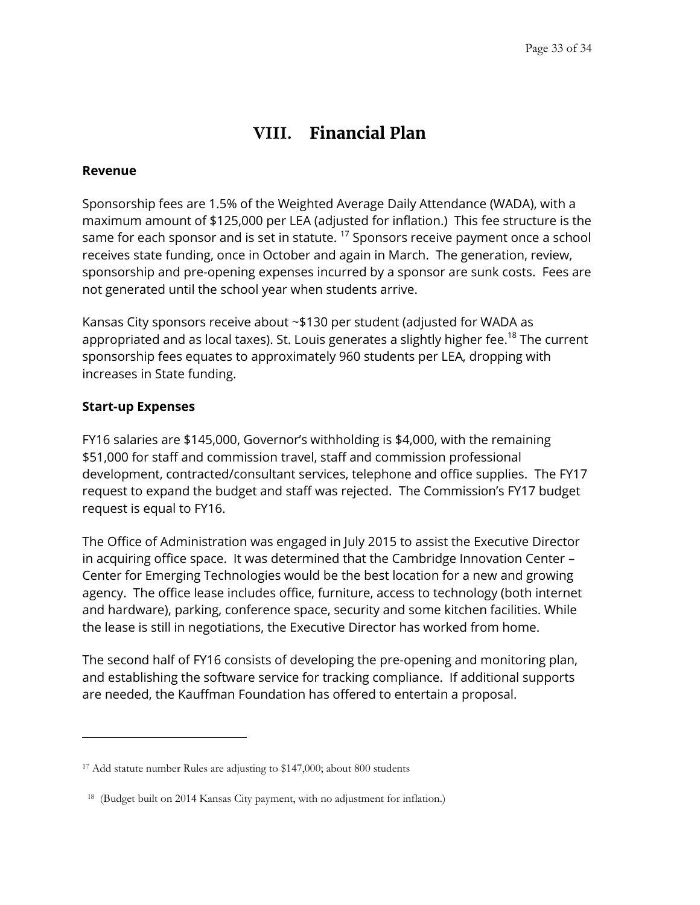# VIII. Financial Plan

**Revenue**

Sponsorship fees are 1.5% of the Weighted Average Daily Attendance (WADA), with a maximum amount of $125,000 per LEA (adjusted for inflation.) This fee structure is the same for each sponsor and is set in statute. [17] Sponsors receive payment once a school receives state funding, once in October and again in March. The generation, review, sponsorship and pre-opening expenses incurred by a sponsor are sunk costs. Fees are not generated until the school year when students arrive.

Kansas City sponsors receive about ~$130 per student (adjusted for WADA as appropriated and as local taxes). St. Louis generates a slightly higher fee.[18] The current sponsorship fees equates to approximately 960 students per LEA, dropping with increases in State funding.

**Start-up Expenses**

FY16 salaries are $145,000, Governor's withholding is $4,000, with the remaining $51,000 for staff and commission travel, staff and commission professional development, contracted/consultant services, telephone and office supplies. The FY17 request to expand the budget and staff was rejected. The Commission's FY17 budget request is equal to FY16.

The Office of Administration was engaged in July 2015 to assist the Executive Director in acquiring office space. It was determined that the Cambridge Innovation Center – Center for Emerging Technologies would be the best location for a new and growing agency. The office lease includes office, furniture, access to technology (both internet and hardware), parking, conference space, security and some kitchen facilities. While the lease is still in negotiations, the Executive Director has worked from home.

The second half of FY16 consists of developing the pre-opening and monitoring plan, and establishing the software service for tracking compliance. If additional supports are needed, the Kauffman Foundation has offered to entertain a proposal.

---

[17] Add statute number Rules are adjusting to $147,000; about 800 students

[18] (Budget built on 2014 Kansas City payment, with no adjustment for inflation.)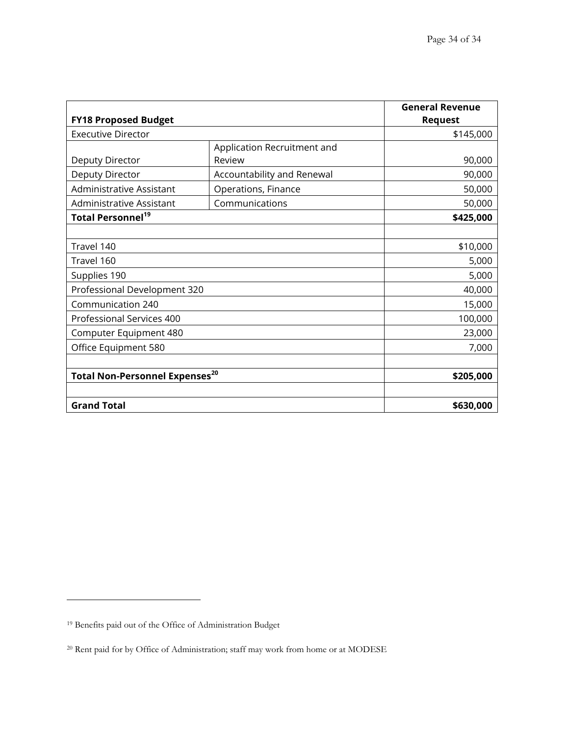| FY18 Proposed Budget | | General Revenue Request |
| --- | --- | --- |
| Executive Director | | $145,000 |
| Deputy Director | Application Recruitment and Review | 90,000 |
| Deputy Director | Accountability and Renewal | 90,000 |
| Administrative Assistant | Operations, Finance | 50,000 |
| Administrative Assistant | Communications | 50,000 |
| **Total Personnel[19]** | | **$425,000** |
| | | |
| Travel 140 | | $10,000 |
| Travel 160 | | 5,000 |
| Supplies 190 | | 5,000 |
| Professional Development 320 | | 40,000 |
| Communication 240 | | 15,000 |
| Professional Services 400 | | 100,000 |
| Computer Equipment 480 | | 23,000 |
| Office Equipment 580 | | 7,000 |
| | | |
| **Total Non-Personnel Expenses[20]** | | **$205,000** |
| | | |
| **Grand Total** | | **$630,000** |

[19] Benefits paid out of the Office of Administration Budget

[20] Rent paid for by Office of Administration; staff may work from home or at MODESE